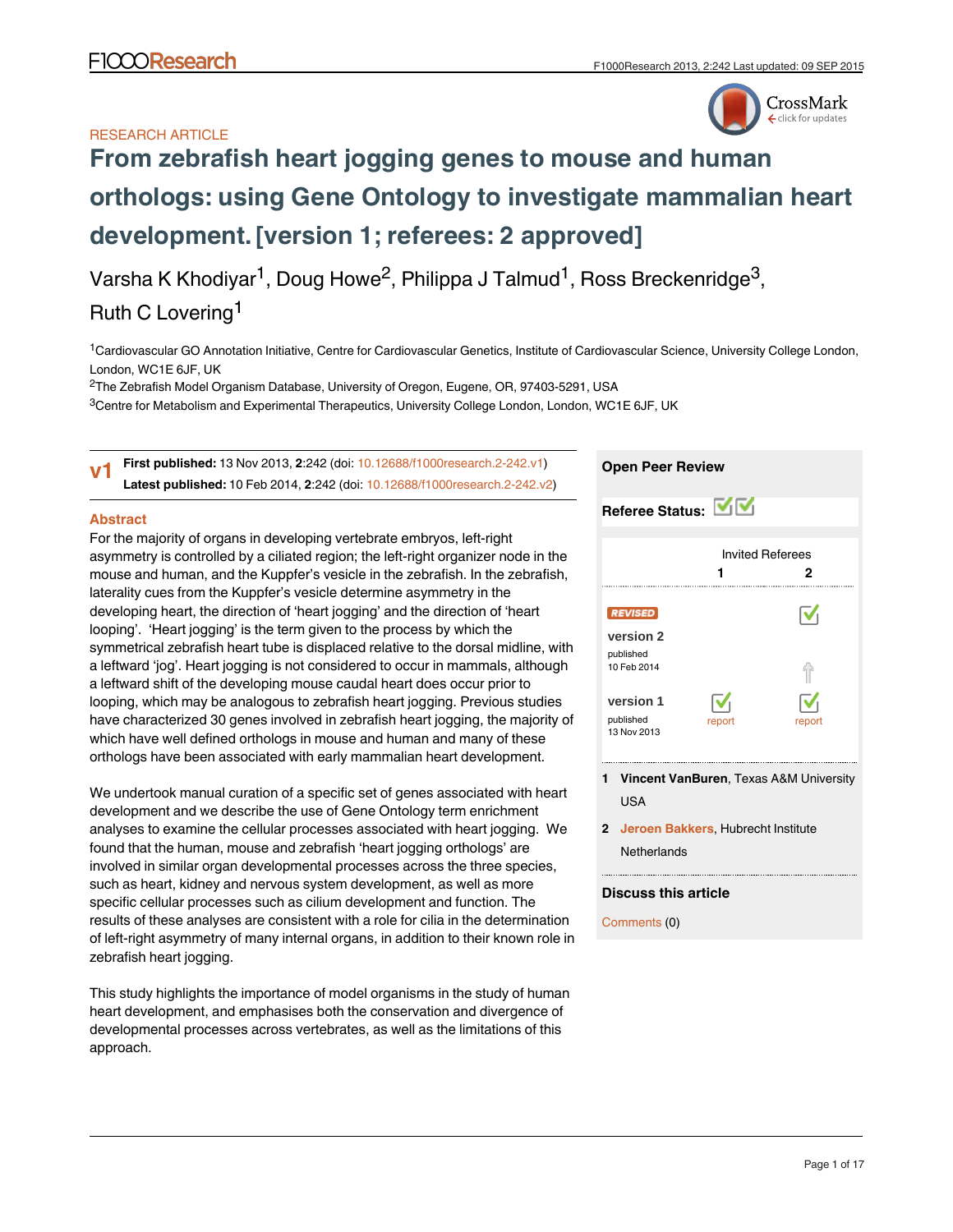RESEARCH ARTICLE

# From zebrafish heart jogging genes to mouse and human orthologs: using Gene Ontology to investigate mammalian heart development. [version 1; referees: 2 approved]

Varsha K Khodiyar[1], Doug Howe[2], Philippa J Talmud[1], Ross Breckenridge[3], Ruth C Lovering[1]

[1]Cardiovascular GO Annotation Initiative, Centre for Cardiovascular Genetics, Institute of Cardiovascular Science, University College London, London, WC1E 6JF, UK

[2]The Zebrafish Model Organism Database, University of Oregon, Eugene, OR, 97403-5291, USA

[3]Centre for Metabolism and Experimental Therapeutics, University College London, London, WC1E 6JF, UK

**v1** **First published:** 13 Nov 2013, **2**:242 (doi: 10.12688/f1000research.2-242.v1)
**Latest published:** 10 Feb 2014, **2**:242 (doi: 10.12688/f1000research.2-242.v2)

## Abstract

For the majority of organs in developing vertebrate embryos, left-right asymmetry is controlled by a ciliated region; the left-right organizer node in the mouse and human, and the Kuppfer's vesicle in the zebrafish. In the zebrafish, laterality cues from the Kuppfer's vesicle determine asymmetry in the developing heart, the direction of 'heart jogging' and the direction of 'heart looping'. 'Heart jogging' is the term given to the process by which the symmetrical zebrafish heart tube is displaced relative to the dorsal midline, with a leftward 'jog'. Heart jogging is not considered to occur in mammals, although a leftward shift of the developing mouse caudal heart does occur prior to looping, which may be analogous to zebrafish heart jogging. Previous studies have characterized 30 genes involved in zebrafish heart jogging, the majority of which have well defined orthologs in mouse and human and many of these orthologs have been associated with early mammalian heart development.

We undertook manual curation of a specific set of genes associated with heart development and we describe the use of Gene Ontology term enrichment analyses to examine the cellular processes associated with heart jogging. We found that the human, mouse and zebrafish 'heart jogging orthologs' are involved in similar organ developmental processes across the three species, such as heart, kidney and nervous system development, as well as more specific cellular processes such as cilium development and function. The results of these analyses are consistent with a role for cilia in the determination of left-right asymmetry of many internal organs, in addition to their known role in zebrafish heart jogging.

This study highlights the importance of model organisms in the study of human heart development, and emphasises both the conservation and divergence of developmental processes across vertebrates, as well as the limitations of this approach.

## Open Peer Review

**Referee Status:** ✓✓

| | Invited Referees 1 | Invited Referees 2 |
|---|---|---|
| REVISED version 2 published 10 Feb 2014 | | ✓ |
| version 1 published 13 Nov 2013 | ✓ report | ✓ report |

1 **Vincent VanBuren**, Texas A&M University USA

2 **Jeroen Bakkers**, Hubrecht Institute Netherlands

**Discuss this article**

Comments (0)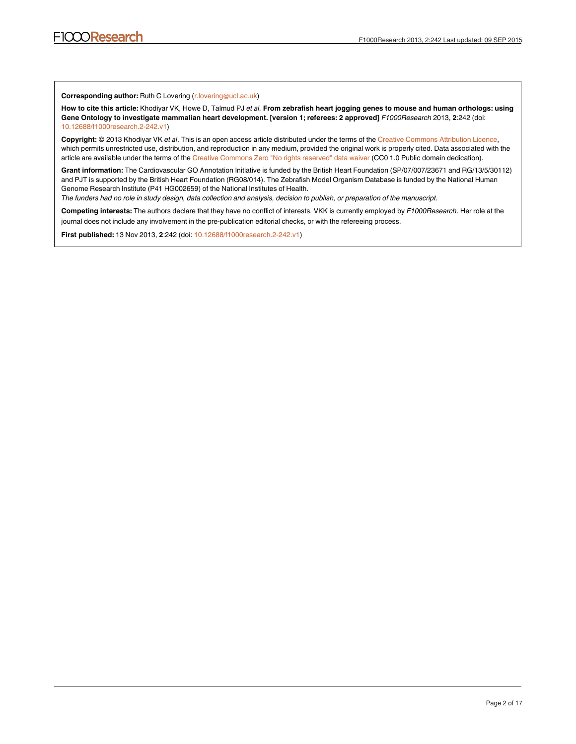**Corresponding author:** Ruth C Lovering (r.lovering@ucl.ac.uk)

**How to cite this article:** Khodiyar VK, Howe D, Talmud PJ *et al.* **From zebrafish heart jogging genes to mouse and human orthologs: using Gene Ontology to investigate mammalian heart development. [version 1; referees: 2 approved]** *F1000Research* 2013, **2**:242 (doi: 10.12688/f1000research.2-242.v1)

**Copyright:** © 2013 Khodiyar VK *et al*. This is an open access article distributed under the terms of the Creative Commons Attribution Licence, which permits unrestricted use, distribution, and reproduction in any medium, provided the original work is properly cited. Data associated with the article are available under the terms of the Creative Commons Zero "No rights reserved" data waiver (CC0 1.0 Public domain dedication).

**Grant information:** The Cardiovascular GO Annotation Initiative is funded by the British Heart Foundation (SP/07/007/23671 and RG/13/5/30112) and PJT is supported by the British Heart Foundation (RG08/014). The Zebrafish Model Organism Database is funded by the National Human Genome Research Institute (P41 HG002659) of the National Institutes of Health.

*The funders had no role in study design, data collection and analysis, decision to publish, or preparation of the manuscript.*

**Competing interests:** The authors declare that they have no conflict of interests. VKK is currently employed by *F1000Research*. Her role at the journal does not include any involvement in the pre-publication editorial checks, or with the refereeing process.

**First published:** 13 Nov 2013, **2**:242 (doi: 10.12688/f1000research.2-242.v1)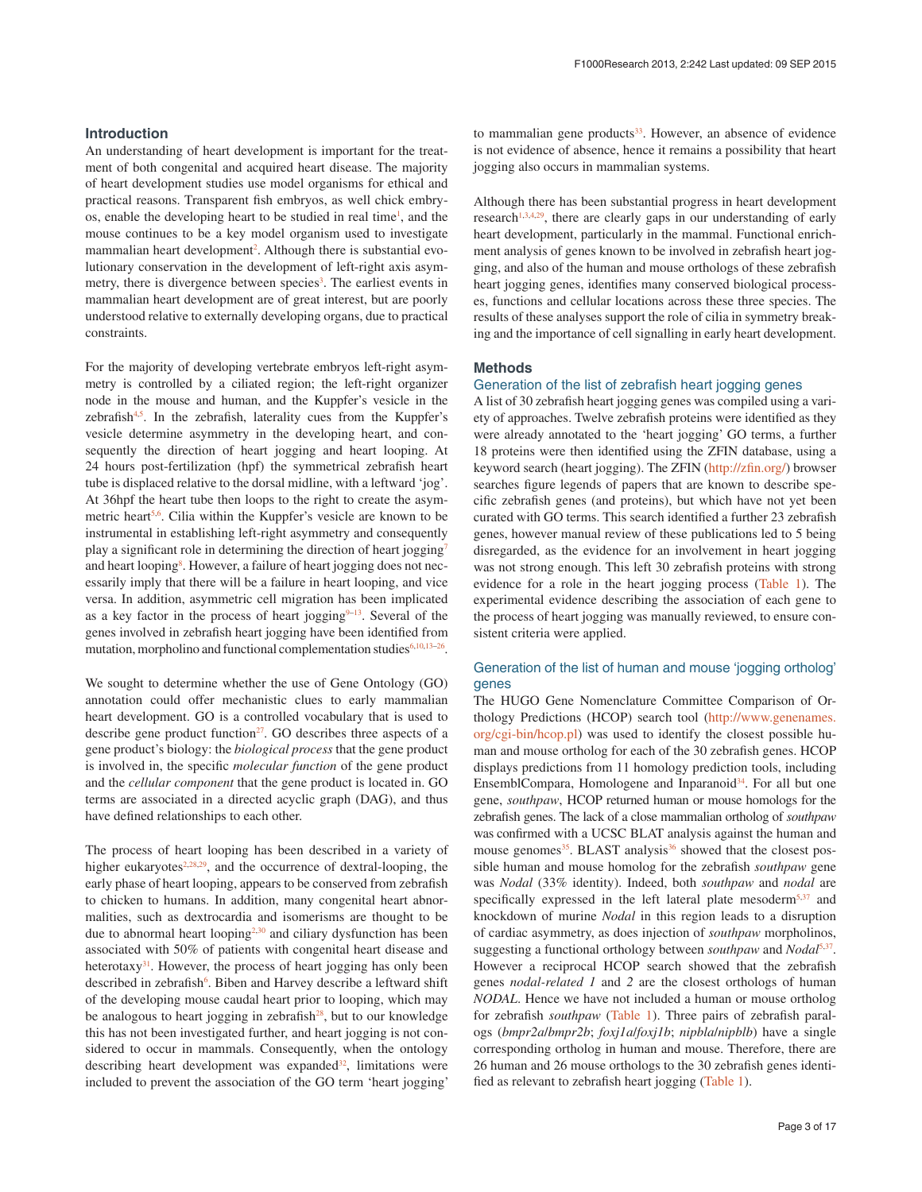## Introduction

An understanding of heart development is important for the treatment of both congenital and acquired heart disease. The majority of heart development studies use model organisms for ethical and practical reasons. Transparent fish embryos, as well chick embryos, enable the developing heart to be studied in real time[1], and the mouse continues to be a key model organism used to investigate mammalian heart development[2]. Although there is substantial evolutionary conservation in the development of left-right axis asymmetry, there is divergence between species[3]. The earliest events in mammalian heart development are of great interest, but are poorly understood relative to externally developing organs, due to practical constraints.

For the majority of developing vertebrate embryos left-right asymmetry is controlled by a ciliated region; the left-right organizer node in the mouse and human, and the Kuppfer's vesicle in the zebrafish[4,5]. In the zebrafish, laterality cues from the Kuppfer's vesicle determine asymmetry in the developing heart, and consequently the direction of heart jogging and heart looping. At 24 hours post-fertilization (hpf) the symmetrical zebrafish heart tube is displaced relative to the dorsal midline, with a leftward 'jog'. At 36hpf the heart tube then loops to the right to create the asymmetric heart[5,6]. Cilia within the Kuppfer's vesicle are known to be instrumental in establishing left-right asymmetry and consequently play a significant role in determining the direction of heart jogging[7] and heart looping[8]. However, a failure of heart jogging does not necessarily imply that there will be a failure in heart looping, and vice versa. In addition, asymmetric cell migration has been implicated as a key factor in the process of heart jogging[9–13]. Several of the genes involved in zebrafish heart jogging have been identified from mutation, morpholino and functional complementation studies[6,10,13–26].

We sought to determine whether the use of Gene Ontology (GO) annotation could offer mechanistic clues to early mammalian heart development. GO is a controlled vocabulary that is used to describe gene product function[27]. GO describes three aspects of a gene product's biology: the *biological process* that the gene product is involved in, the specific *molecular function* of the gene product and the *cellular component* that the gene product is located in. GO terms are associated in a directed acyclic graph (DAG), and thus have defined relationships to each other.

The process of heart looping has been described in a variety of higher eukaryotes[2,28,29], and the occurrence of dextral-looping, the early phase of heart looping, appears to be conserved from zebrafish to chicken to humans. In addition, many congenital heart abnormalities, such as dextrocardia and isomerisms are thought to be due to abnormal heart looping[2,30] and ciliary dysfunction has been associated with 50% of patients with congenital heart disease and heterotaxy[31]. However, the process of heart jogging has only been described in zebrafish[6]. Biben and Harvey describe a leftward shift of the developing mouse caudal heart prior to looping, which may be analogous to heart jogging in zebrafish[28], but to our knowledge this has not been investigated further, and heart jogging is not considered to occur in mammals. Consequently, when the ontology describing heart development was expanded[32], limitations were included to prevent the association of the GO term 'heart jogging' to mammalian gene products[33]. However, an absence of evidence is not evidence of absence, hence it remains a possibility that heart jogging also occurs in mammalian systems.

Although there has been substantial progress in heart development research[1,3,4,29], there are clearly gaps in our understanding of early heart development, particularly in the mammal. Functional enrichment analysis of genes known to be involved in zebrafish heart jogging, and also of the human and mouse orthologs of these zebrafish heart jogging genes, identifies many conserved biological processes, functions and cellular locations across these three species. The results of these analyses support the role of cilia in symmetry breaking and the importance of cell signalling in early heart development.

## Methods

### Generation of the list of zebrafish heart jogging genes

A list of 30 zebrafish heart jogging genes was compiled using a variety of approaches. Twelve zebrafish proteins were identified as they were already annotated to the 'heart jogging' GO terms, a further 18 proteins were then identified using the ZFIN database, using a keyword search (heart jogging). The ZFIN (http://zfin.org/) browser searches figure legends of papers that are known to describe specific zebrafish genes (and proteins), but which have not yet been curated with GO terms. This search identified a further 23 zebrafish genes, however manual review of these publications led to 5 being disregarded, as the evidence for an involvement in heart jogging was not strong enough. This left 30 zebrafish proteins with strong evidence for a role in the heart jogging process (Table 1). The experimental evidence describing the association of each gene to the process of heart jogging was manually reviewed, to ensure consistent criteria were applied.

### Generation of the list of human and mouse 'jogging ortholog' genes

The HUGO Gene Nomenclature Committee Comparison of Orthology Predictions (HCOP) search tool (http://www.genenames.org/cgi-bin/hcop.pl) was used to identify the closest possible human and mouse ortholog for each of the 30 zebrafish genes. HCOP displays predictions from 11 homology prediction tools, including EnsemblCompara, Homologene and Inparanoid[34]. For all but one gene, *southpaw*, HCOP returned human or mouse homologs for the zebrafish genes. The lack of a close mammalian ortholog of *southpaw* was confirmed with a UCSC BLAT analysis against the human and mouse genomes[35]. BLAST analysis[36] showed that the closest possible human and mouse homolog for the zebrafish *southpaw* gene was *Nodal* (33% identity). Indeed, both *southpaw* and *nodal* are specifically expressed in the left lateral plate mesoderm[5,37] and knockdown of murine *Nodal* in this region leads to a disruption of cardiac asymmetry, as does injection of *southpaw* morpholinos, suggesting a functional orthology between *southpaw* and *Nodal*[5,37]. However a reciprocal HCOP search showed that the zebrafish genes *nodal-related 1* and *2* are the closest orthologs of human *NODAL*. Hence we have not included a human or mouse ortholog for zebrafish *southpaw* (Table 1). Three pairs of zebrafish paralogs (*bmpr2a*/*bmpr2b*; *foxj1a*/*foxj1b*; *nipbla*/*nipblb*) have a single corresponding ortholog in human and mouse. Therefore, there are 26 human and 26 mouse orthologs to the 30 zebrafish genes identified as relevant to zebrafish heart jogging (Table 1).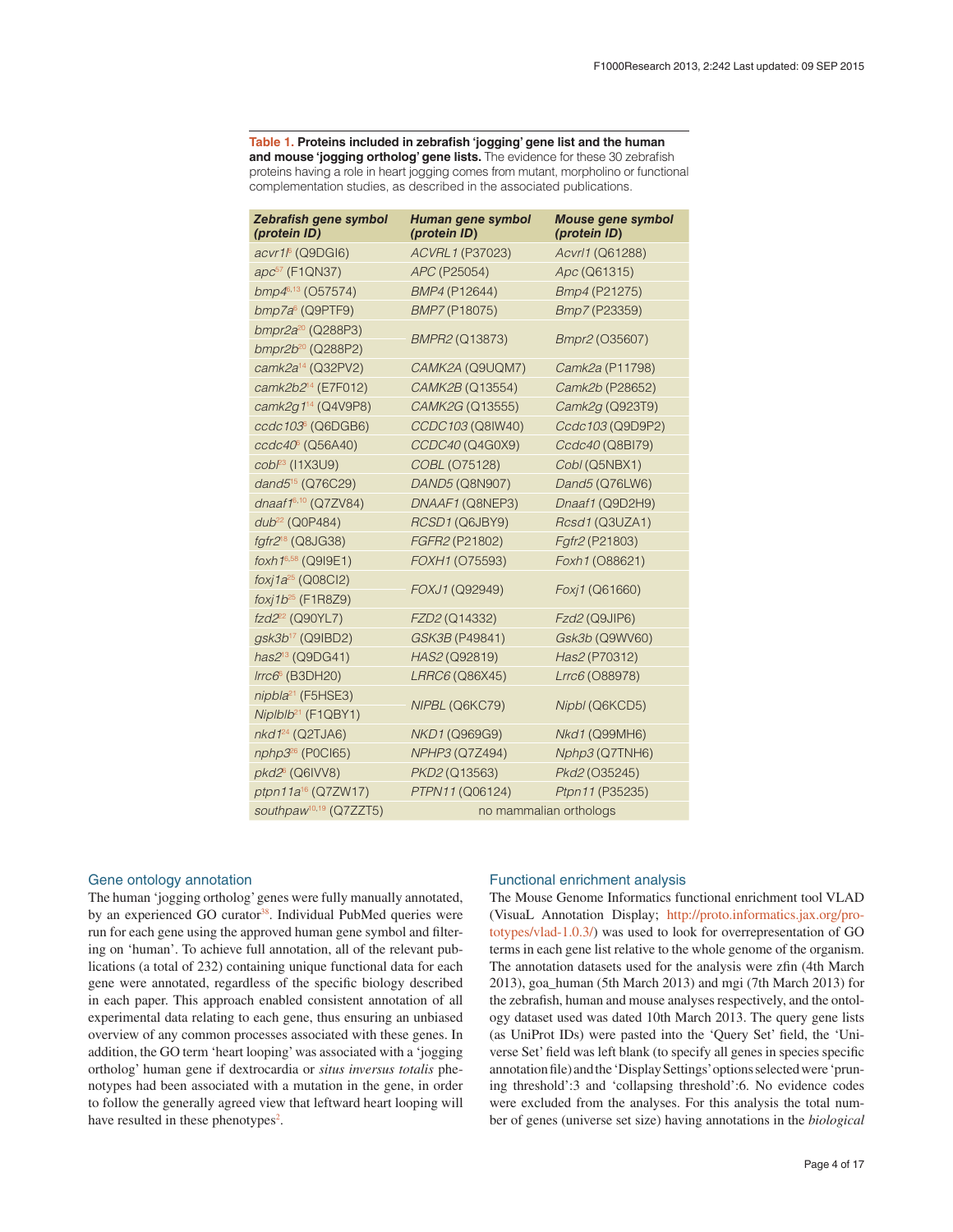**Table 1. Proteins included in zebrafish 'jogging' gene list and the human and mouse 'jogging ortholog' gene lists.** The evidence for these 30 zebrafish proteins having a role in heart jogging comes from mutant, morpholino or functional complementation studies, as described in the associated publications.

| *Zebrafish gene symbol (protein ID)* | *Human gene symbol (protein ID)* | *Mouse gene symbol (protein ID)* |
|---|---|---|
| *acvr1l*[6] (Q9DGI6) | *ACVRL1* (P37023) | *Acvrl1* (Q61288) |
| *apc*[57] (F1QN37) | *APC* (P25054) | *Apc* (Q61315) |
| *bmp4*[6,13] (O57574) | *BMP4* (P12644) | *Bmp4* (P21275) |
| *bmp7a*[6] (Q9PTF9) | *BMP7* (P18075) | *Bmp7* (P23359) |
| *bmpr2a*[20] (Q288P3) | *BMPR2* (Q13873) | *Bmpr2* (O35607) |
| *bmpr2b*[20] (Q288P2) | | |
| *camk2a*[14] (Q32PV2) | *CAMK2A* (Q9UQM7) | *Camk2a* (P11798) |
| *camk2b2*[14] (E7F012) | *CAMK2B* (Q13554) | *Camk2b* (P28652) |
| *camk2g1*[14] (Q4V9P8) | *CAMK2G* (Q13555) | *Camk2g* (Q923T9) |
| *ccdc103*[5] (Q6DGB6) | *CCDC103* (Q8IW40) | *Ccdc103* (Q9D9P2) |
| *ccdc40*[5] (Q56A40) | *CCDC40* (Q4G0X9) | *Ccdc40* (Q8BI79) |
| *cobl*[23] (I1X3U9) | *COBL* (O75128) | *Cobl* (Q5NBX1) |
| *dand5*[15] (Q76C29) | *DAND5* (Q8N907) | *Dand5* (Q76LW6) |
| *dnaaf1*[6,10] (Q7ZV84) | *DNAAF1* (Q8NEP3) | *Dnaaf1* (Q9D2H9) |
| *dub*[22] (Q0P484) | *RCSD1* (Q6JBY9) | *Rcsd1* (Q3UZA1) |
| *fgfr2*[18] (Q8JG38) | *FGFR2* (P21802) | *Fgfr2* (P21803) |
| *foxh1*[6,58] (Q9I9E1) | *FOXH1* (O75593) | *Foxh1* (O88621) |
| *foxj1a*[25] (Q08CI2) | *FOXJ1* (Q92949) | *Foxj1* (Q61660) |
| *foxj1b*[25] (F1R8Z9) | | |
| *fzd2*[22] (Q90YL7) | *FZD2* (Q14332) | *Fzd2* (Q9JIP6) |
| *gsk3b*[17] (Q9IBD2) | *GSK3B* (P49841) | *Gsk3b* (Q9WV60) |
| *has2*[13] (Q9DG41) | *HAS2* (Q92819) | *Has2* (P70312) |
| *lrrc6*[5] (B3DH20) | *LRRC6* (Q86X45) | *Lrrc6* (O88978) |
| *nipbla*[21] (F5HSE3) | *NIPBL* (Q6KC79) | *Nipbl* (Q6KCD5) |
| *Niplblb*[21] (F1QBY1) | | |
| *nkd1*[24] (Q2TJA6) | *NKD1* (Q969G9) | *Nkd1* (Q99MH6) |
| *nphp3*[26] (P0CI65) | *NPHP3* (Q7Z494) | *Nphp3* (Q7TNH6) |
| *pkd2*[5] (Q6IVV8) | *PKD2* (Q13563) | *Pkd2* (O35245) |
| *ptpn11a*[16] (Q7ZW17) | *PTPN11* (Q06124) | *Ptpn11* (P35235) |
| *southpaw*[10,19] (Q7ZZT5) | no mammalian orthologs | |

## Gene ontology annotation

The human 'jogging ortholog' genes were fully manually annotated, by an experienced GO curator[38]. Individual PubMed queries were run for each gene using the approved human gene symbol and filtering on 'human'. To achieve full annotation, all of the relevant publications (a total of 232) containing unique functional data for each gene were annotated, regardless of the specific biology described in each paper. This approach enabled consistent annotation of all experimental data relating to each gene, thus ensuring an unbiased overview of any common processes associated with these genes. In addition, the GO term 'heart looping' was associated with a 'jogging ortholog' human gene if dextrocardia or *situs inversus totalis* phenotypes had been associated with a mutation in the gene, in order to follow the generally agreed view that leftward heart looping will have resulted in these phenotypes[2].

## Functional enrichment analysis

The Mouse Genome Informatics functional enrichment tool VLAD (VisuaL Annotation Display; http://proto.informatics.jax.org/prototypes/vlad-1.0.3/) was used to look for overrepresentation of GO terms in each gene list relative to the whole genome of the organism. The annotation datasets used for the analysis were zfin (4th March 2013), goa_human (5th March 2013) and mgi (7th March 2013) for the zebrafish, human and mouse analyses respectively, and the ontology dataset used was dated 10th March 2013. The query gene lists (as UniProt IDs) were pasted into the 'Query Set' field, the 'Universe Set' field was left blank (to specify all genes in species specific annotation file) and the 'Display Settings' options selected were 'pruning threshold':3 and 'collapsing threshold':6. No evidence codes were excluded from the analyses. For this analysis the total number of genes (universe set size) having annotations in the *biological*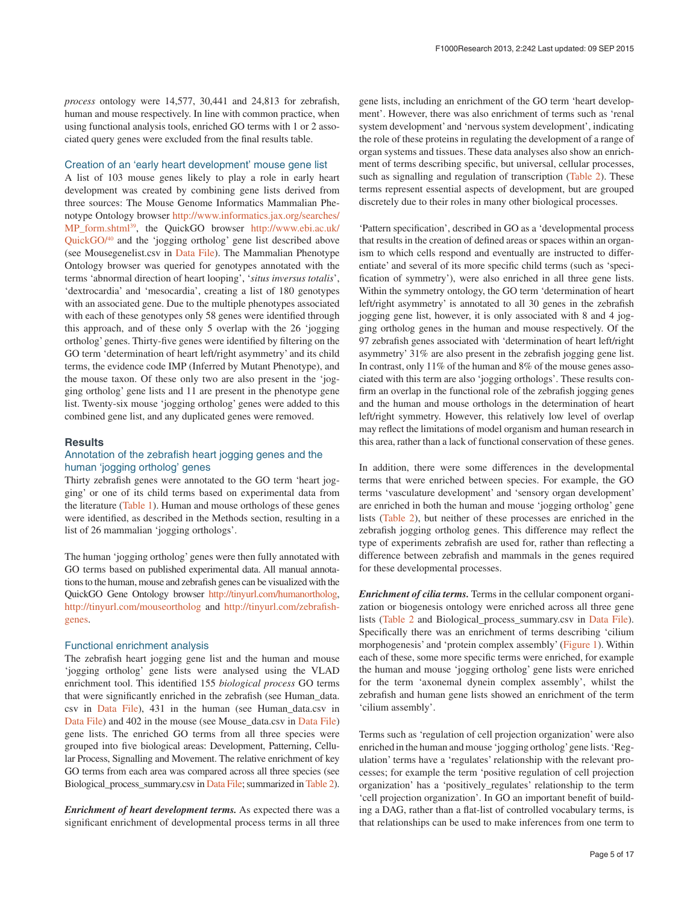*process* ontology were 14,577, 30,441 and 24,813 for zebrafish, human and mouse respectively. In line with common practice, when using functional analysis tools, enriched GO terms with 1 or 2 associated query genes were excluded from the final results table.

### Creation of an 'early heart development' mouse gene list

A list of 103 mouse genes likely to play a role in early heart development was created by combining gene lists derived from three sources: The Mouse Genome Informatics Mammalian Phenotype Ontology browser http://www.informatics.jax.org/searches/MP_form.shtml[39], the QuickGO browser http://www.ebi.ac.uk/QuickGO/[40] and the 'jogging ortholog' gene list described above (see Mousegenelist.csv in Data File). The Mammalian Phenotype Ontology browser was queried for genotypes annotated with the terms 'abnormal direction of heart looping', '*situs inversus totalis*', 'dextrocardia' and 'mesocardia', creating a list of 180 genotypes with an associated gene. Due to the multiple phenotypes associated with each of these genotypes only 58 genes were identified through this approach, and of these only 5 overlap with the 26 'jogging ortholog' genes. Thirty-five genes were identified by filtering on the GO term 'determination of heart left/right asymmetry' and its child terms, the evidence code IMP (Inferred by Mutant Phenotype), and the mouse taxon. Of these only two are also present in the 'jogging ortholog' gene lists and 11 are present in the phenotype gene list. Twenty-six mouse 'jogging ortholog' genes were added to this combined gene list, and any duplicated genes were removed.

## Results

### Annotation of the zebrafish heart jogging genes and the human 'jogging ortholog' genes

Thirty zebrafish genes were annotated to the GO term 'heart jogging' or one of its child terms based on experimental data from the literature (Table 1). Human and mouse orthologs of these genes were identified, as described in the Methods section, resulting in a list of 26 mammalian 'jogging orthologs'.

The human 'jogging ortholog' genes were then fully annotated with GO terms based on published experimental data. All manual annotations to the human, mouse and zebrafish genes can be visualized with the QuickGO Gene Ontology browser http://tinyurl.com/humanortholog, http://tinyurl.com/mouseortholog and http://tinyurl.com/zebrafish-genes.

### Functional enrichment analysis

The zebrafish heart jogging gene list and the human and mouse 'jogging ortholog' gene lists were analysed using the VLAD enrichment tool. This identified 155 *biological process* GO terms that were significantly enriched in the zebrafish (see Human_data.csv in Data File), 431 in the human (see Human_data.csv in Data File) and 402 in the mouse (see Mouse_data.csv in Data File) gene lists. The enriched GO terms from all three species were grouped into five biological areas: Development, Patterning, Cellular Process, Signalling and Movement. The relative enrichment of key GO terms from each area was compared across all three species (see Biological_process_summary.csv in Data File; summarized in Table 2).

***Enrichment of heart development terms.*** As expected there was a significant enrichment of developmental process terms in all three gene lists, including an enrichment of the GO term 'heart development'. However, there was also enrichment of terms such as 'renal system development' and 'nervous system development', indicating the role of these proteins in regulating the development of a range of organ systems and tissues. These data analyses also show an enrichment of terms describing specific, but universal, cellular processes, such as signalling and regulation of transcription (Table 2). These terms represent essential aspects of development, but are grouped discretely due to their roles in many other biological processes.

'Pattern specification', described in GO as a 'developmental process that results in the creation of defined areas or spaces within an organism to which cells respond and eventually are instructed to differentiate' and several of its more specific child terms (such as 'specification of symmetry'), were also enriched in all three gene lists. Within the symmetry ontology, the GO term 'determination of heart left/right asymmetry' is annotated to all 30 genes in the zebrafish jogging gene list, however, it is only associated with 8 and 4 jogging ortholog genes in the human and mouse respectively. Of the 97 zebrafish genes associated with 'determination of heart left/right asymmetry' 31% are also present in the zebrafish jogging gene list. In contrast, only 11% of the human and 8% of the mouse genes associated with this term are also 'jogging orthologs'. These results confirm an overlap in the functional role of the zebrafish jogging genes and the human and mouse orthologs in the determination of heart left/right symmetry. However, this relatively low level of overlap may reflect the limitations of model organism and human research in this area, rather than a lack of functional conservation of these genes.

In addition, there were some differences in the developmental terms that were enriched between species. For example, the GO terms 'vasculature development' and 'sensory organ development' are enriched in both the human and mouse 'jogging ortholog' gene lists (Table 2), but neither of these processes are enriched in the zebrafish jogging ortholog genes. This difference may reflect the type of experiments zebrafish are used for, rather than reflecting a difference between zebrafish and mammals in the genes required for these developmental processes.

***Enrichment of cilia terms.*** Terms in the cellular component organization or biogenesis ontology were enriched across all three gene lists (Table 2 and Biological_process_summary.csv in Data File). Specifically there was an enrichment of terms describing 'cilium morphogenesis' and 'protein complex assembly' (Figure 1). Within each of these, some more specific terms were enriched, for example the human and mouse 'jogging ortholog' gene lists were enriched for the term 'axonemal dynein complex assembly', whilst the zebrafish and human gene lists showed an enrichment of the term 'cilium assembly'.

Terms such as 'regulation of cell projection organization' were also enriched in the human and mouse 'jogging ortholog' gene lists. 'Regulation' terms have a 'regulates' relationship with the relevant processes; for example the term 'positive regulation of cell projection organization' has a 'positively_regulates' relationship to the term 'cell projection organization'. In GO an important benefit of building a DAG, rather than a flat-list of controlled vocabulary terms, is that relationships can be used to make inferences from one term to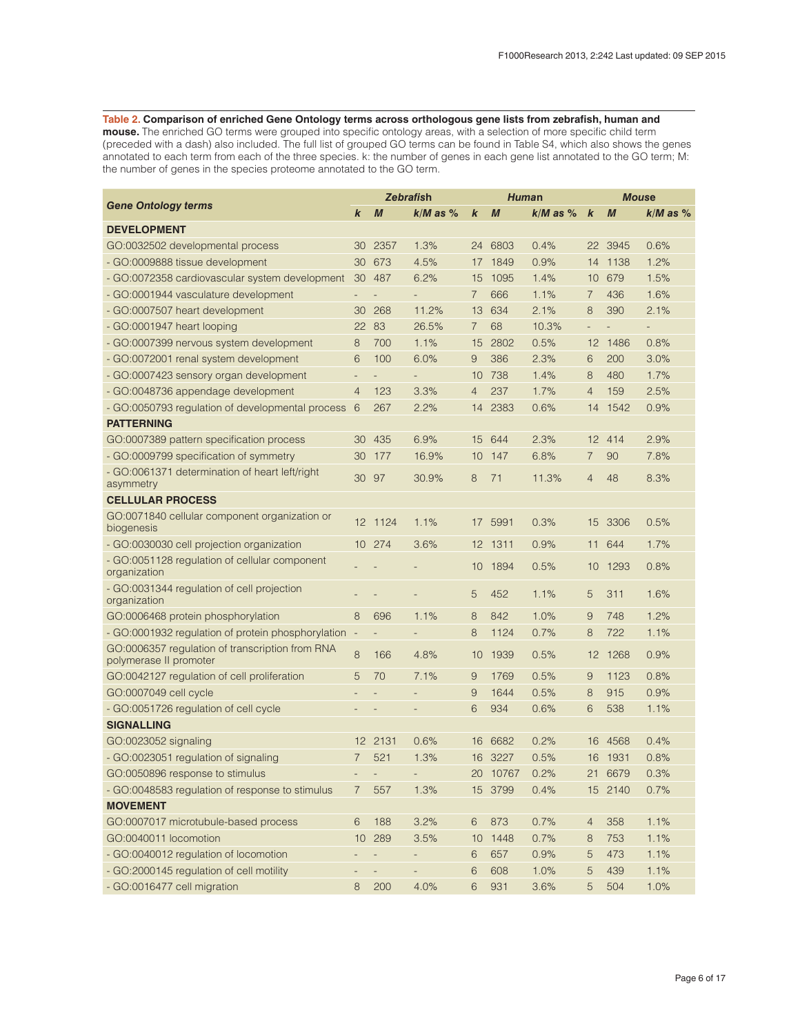**Table 2. Comparison of enriched Gene Ontology terms across orthologous gene lists from zebrafish, human and mouse.** The enriched GO terms were grouped into specific ontology areas, with a selection of more specific child term (preceded with a dash) also included. The full list of grouped GO terms can be found in Table S4, which also shows the genes annotated to each term from each of the three species. k: the number of genes in each gene list annotated to the GO term; M: the number of genes in the species proteome annotated to the GO term.

| Gene Ontology terms | Zebrafish | | | Human | | | Mouse | | |
|---|---|---|---|---|---|---|---|---|---|
| | *k* | *M* | *k/M* as % | *k* | *M* | *k/M* as % | *k* | *M* | *k/M* as % |
| **DEVELOPMENT** | | | | | | | | | |
| GO:0032502 developmental process | 30 | 2357 | 1.3% | 24 | 6803 | 0.4% | 22 | 3945 | 0.6% |
| - GO:0009888 tissue development | 30 | 673 | 4.5% | 17 | 1849 | 0.9% | 14 | 1138 | 1.2% |
| - GO:0072358 cardiovascular system development | 30 | 487 | 6.2% | 15 | 1095 | 1.4% | 10 | 679 | 1.5% |
| - GO:0001944 vasculature development | - | - | - | 7 | 666 | 1.1% | 7 | 436 | 1.6% |
| - GO:0007507 heart development | 30 | 268 | 11.2% | 13 | 634 | 2.1% | 8 | 390 | 2.1% |
| - GO:0001947 heart looping | 22 | 83 | 26.5% | 7 | 68 | 10.3% | - | - | - |
| - GO:0007399 nervous system development | 8 | 700 | 1.1% | 15 | 2802 | 0.5% | 12 | 1486 | 0.8% |
| - GO:0072001 renal system development | 6 | 100 | 6.0% | 9 | 386 | 2.3% | 6 | 200 | 3.0% |
| - GO:0007423 sensory organ development | - | - | - | 10 | 738 | 1.4% | 8 | 480 | 1.7% |
| - GO:0048736 appendage development | 4 | 123 | 3.3% | 4 | 237 | 1.7% | 4 | 159 | 2.5% |
| - GO:0050793 regulation of developmental process | 6 | 267 | 2.2% | 14 | 2383 | 0.6% | 14 | 1542 | 0.9% |
| **PATTERNING** | | | | | | | | | |
| GO:0007389 pattern specification process | 30 | 435 | 6.9% | 15 | 644 | 2.3% | 12 | 414 | 2.9% |
| - GO:0009799 specification of symmetry | 30 | 177 | 16.9% | 10 | 147 | 6.8% | 7 | 90 | 7.8% |
| - GO:0061371 determination of heart left/right asymmetry | 30 | 97 | 30.9% | 8 | 71 | 11.3% | 4 | 48 | 8.3% |
| **CELLULAR PROCESS** | | | | | | | | | |
| GO:0071840 cellular component organization or biogenesis | 12 | 1124 | 1.1% | 17 | 5991 | 0.3% | 15 | 3306 | 0.5% |
| - GO:0030030 cell projection organization | 10 | 274 | 3.6% | 12 | 1311 | 0.9% | 11 | 644 | 1.7% |
| - GO:0051128 regulation of cellular component organization | - | - | - | 10 | 1894 | 0.5% | 10 | 1293 | 0.8% |
| - GO:0031344 regulation of cell projection organization | - | - | - | 5 | 452 | 1.1% | 5 | 311 | 1.6% |
| GO:0006468 protein phosphorylation | 8 | 696 | 1.1% | 8 | 842 | 1.0% | 9 | 748 | 1.2% |
| - GO:0001932 regulation of protein phosphorylation | - | - | - | 8 | 1124 | 0.7% | 8 | 722 | 1.1% |
| GO:0006357 regulation of transcription from RNA polymerase II promoter | 8 | 166 | 4.8% | 10 | 1939 | 0.5% | 12 | 1268 | 0.9% |
| GO:0042127 regulation of cell proliferation | 5 | 70 | 7.1% | 9 | 1769 | 0.5% | 9 | 1123 | 0.8% |
| GO:0007049 cell cycle | - | - | - | 9 | 1644 | 0.5% | 8 | 915 | 0.9% |
| - GO:0051726 regulation of cell cycle | - | - | - | 6 | 934 | 0.6% | 6 | 538 | 1.1% |
| **SIGNALLING** | | | | | | | | | |
| GO:0023052 signaling | 12 | 2131 | 0.6% | 16 | 6682 | 0.2% | 16 | 4568 | 0.4% |
| - GO:0023051 regulation of signaling | 7 | 521 | 1.3% | 16 | 3227 | 0.5% | 16 | 1931 | 0.8% |
| GO:0050896 response to stimulus | - | - | - | 20 | 10767 | 0.2% | 21 | 6679 | 0.3% |
| - GO:0048583 regulation of response to stimulus | 7 | 557 | 1.3% | 15 | 3799 | 0.4% | 15 | 2140 | 0.7% |
| **MOVEMENT** | | | | | | | | | |
| GO:0007017 microtubule-based process | 6 | 188 | 3.2% | 6 | 873 | 0.7% | 4 | 358 | 1.1% |
| GO:0040011 locomotion | 10 | 289 | 3.5% | 10 | 1448 | 0.7% | 8 | 753 | 1.1% |
| - GO:0040012 regulation of locomotion | - | - | - | 6 | 657 | 0.9% | 5 | 473 | 1.1% |
| - GO:2000145 regulation of cell motility | - | - | - | 6 | 608 | 1.0% | 5 | 439 | 1.1% |
| - GO:0016477 cell migration | 8 | 200 | 4.0% | 6 | 931 | 3.6% | 5 | 504 | 1.0% |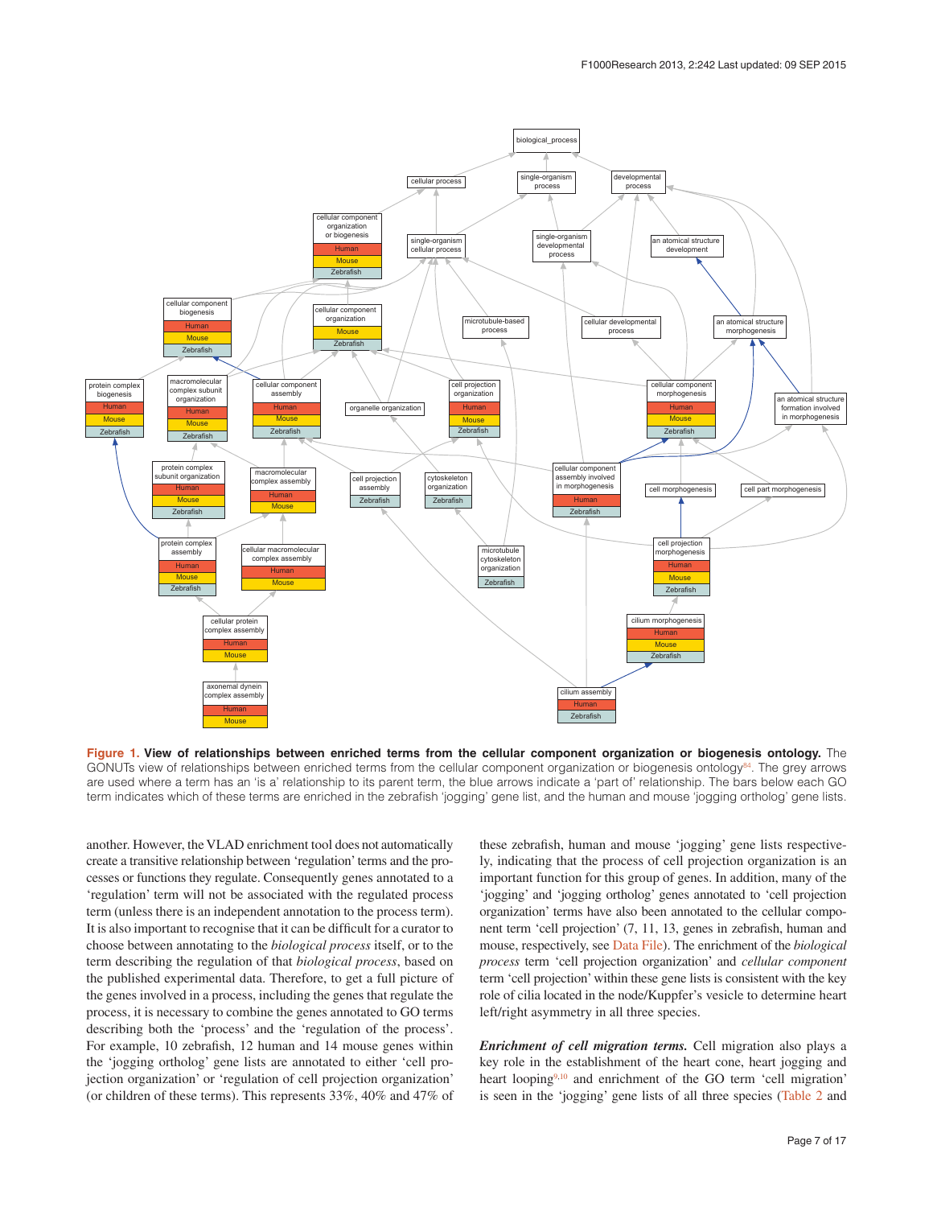**Figure 1. View of relationships between enriched terms from the cellular component organization or biogenesis ontology.** The GONUTs view of relationships between enriched terms from the cellular component organization or biogenesis ontology[84]. The grey arrows are used where a term has an 'is a' relationship to its parent term, the blue arrows indicate a 'part of' relationship. The bars below each GO term indicates which of these terms are enriched in the zebrafish 'jogging' gene list, and the human and mouse 'jogging ortholog' gene lists.

another. However, the VLAD enrichment tool does not automatically create a transitive relationship between 'regulation' terms and the processes or functions they regulate. Consequently genes annotated to a 'regulation' term will not be associated with the regulated process term (unless there is an independent annotation to the process term). It is also important to recognise that it can be difficult for a curator to choose between annotating to the *biological process* itself, or to the term describing the regulation of that *biological process*, based on the published experimental data. Therefore, to get a full picture of the genes involved in a process, including the genes that regulate the process, it is necessary to combine the genes annotated to GO terms describing both the 'process' and the 'regulation of the process'. For example, 10 zebrafish, 12 human and 14 mouse genes within the 'jogging ortholog' gene lists are annotated to either 'cell projection organization' or 'regulation of cell projection organization' (or children of these terms). This represents 33%, 40% and 47% of these zebrafish, human and mouse 'jogging' gene lists respectively, indicating that the process of cell projection organization is an important function for this group of genes. In addition, many of the 'jogging' and 'jogging ortholog' genes annotated to 'cell projection organization' terms have also been annotated to the cellular component term 'cell projection' (7, 11, 13, genes in zebrafish, human and mouse, respectively, see Data File). The enrichment of the *biological process* term 'cell projection organization' and *cellular component* term 'cell projection' within these gene lists is consistent with the key role of cilia located in the node/Kupffer's vesicle to determine heart left/right asymmetry in all three species.

***Enrichment of cell migration terms.*** Cell migration also plays a key role in the establishment of the heart cone, heart jogging and heart looping[9,10] and enrichment of the GO term 'cell migration' is seen in the 'jogging' gene lists of all three species (Table 2 and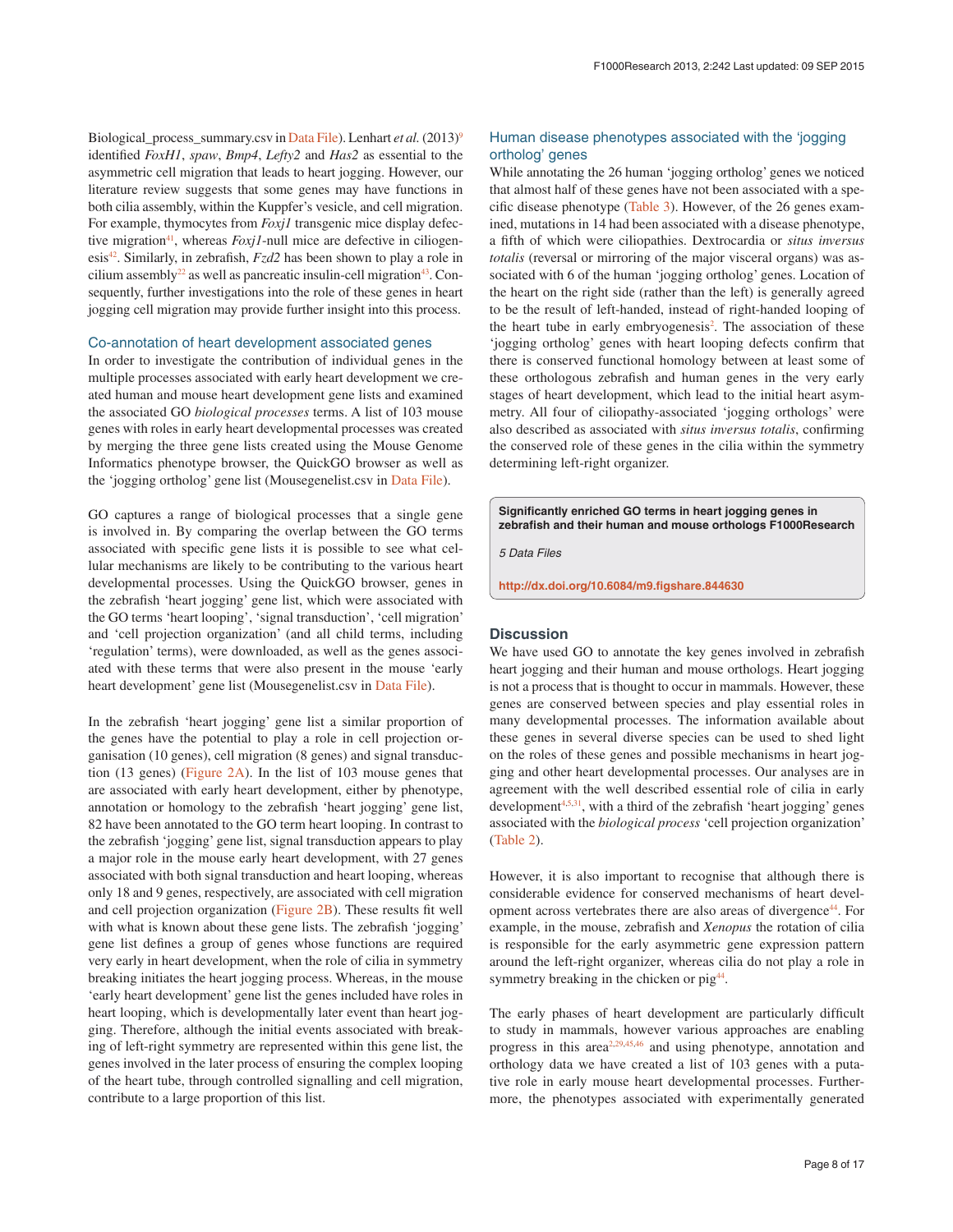Biological_process_summary.csv in Data File). Lenhart *et al.* (2013)[9] identified *FoxH1*, *spaw*, *Bmp4*, *Lefty2* and *Has2* as essential to the asymmetric cell migration that leads to heart jogging. However, our literature review suggests that some genes may have functions in both cilia assembly, within the Kuppfer's vesicle, and cell migration. For example, thymocytes from *Foxj1* transgenic mice display defective migration[41], whereas *Foxj1*-null mice are defective in ciliogenesis[42]. Similarly, in zebrafish, *Fzd2* has been shown to play a role in cilium assembly[22] as well as pancreatic insulin-cell migration[43]. Consequently, further investigations into the role of these genes in heart jogging cell migration may provide further insight into this process.

### Co-annotation of heart development associated genes

In order to investigate the contribution of individual genes in the multiple processes associated with early heart development we created human and mouse heart development gene lists and examined the associated GO *biological processes* terms. A list of 103 mouse genes with roles in early heart developmental processes was created by merging the three gene lists created using the Mouse Genome Informatics phenotype browser, the QuickGO browser as well as the 'jogging ortholog' gene list (Mousegenelist.csv in Data File).

GO captures a range of biological processes that a single gene is involved in. By comparing the overlap between the GO terms associated with specific gene lists it is possible to see what cellular mechanisms are likely to be contributing to the various heart developmental processes. Using the QuickGO browser, genes in the zebrafish 'heart jogging' gene list, which were associated with the GO terms 'heart looping', 'signal transduction', 'cell migration' and 'cell projection organization' (and all child terms, including 'regulation' terms), were downloaded, as well as the genes associated with these terms that were also present in the mouse 'early heart development' gene list (Mousegenelist.csv in Data File).

In the zebrafish 'heart jogging' gene list a similar proportion of the genes have the potential to play a role in cell projection organisation (10 genes), cell migration (8 genes) and signal transduction (13 genes) (Figure 2A). In the list of 103 mouse genes that are associated with early heart development, either by phenotype, annotation or homology to the zebrafish 'heart jogging' gene list, 82 have been annotated to the GO term heart looping. In contrast to the zebrafish 'jogging' gene list, signal transduction appears to play a major role in the mouse early heart development, with 27 genes associated with both signal transduction and heart looping, whereas only 18 and 9 genes, respectively, are associated with cell migration and cell projection organization (Figure 2B). These results fit well with what is known about these gene lists. The zebrafish 'jogging' gene list defines a group of genes whose functions are required very early in heart development, when the role of cilia in symmetry breaking initiates the heart jogging process. Whereas, in the mouse 'early heart development' gene list the genes included have roles in heart looping, which is developmentally later event than heart jogging. Therefore, although the initial events associated with breaking of left-right symmetry are represented within this gene list, the genes involved in the later process of ensuring the complex looping of the heart tube, through controlled signalling and cell migration, contribute to a large proportion of this list.

### Human disease phenotypes associated with the 'jogging ortholog' genes

While annotating the 26 human 'jogging ortholog' genes we noticed that almost half of these genes have not been associated with a specific disease phenotype (Table 3). However, of the 26 genes examined, mutations in 14 had been associated with a disease phenotype, a fifth of which were ciliopathies. Dextrocardia or *situs inversus totalis* (reversal or mirroring of the major visceral organs) was associated with 6 of the human 'jogging ortholog' genes. Location of the heart on the right side (rather than the left) is generally agreed to be the result of left-handed, instead of right-handed looping of the heart tube in early embryogenesis[2]. The association of these 'jogging ortholog' genes with heart looping defects confirm that there is conserved functional homology between at least some of these orthologous zebrafish and human genes in the very early stages of heart development, which lead to the initial heart asymmetry. All four of ciliopathy-associated 'jogging orthologs' were also described as associated with *situs inversus totalis*, confirming the conserved role of these genes in the cilia within the symmetry determining left-right organizer.

> **Significantly enriched GO terms in heart jogging genes in zebrafish and their human and mouse orthologs F1000Research**
>
> *5 Data Files*
>
> **http://dx.doi.org/10.6084/m9.figshare.844630**

## Discussion

We have used GO to annotate the key genes involved in zebrafish heart jogging and their human and mouse orthologs. Heart jogging is not a process that is thought to occur in mammals. However, these genes are conserved between species and play essential roles in many developmental processes. The information available about these genes in several diverse species can be used to shed light on the roles of these genes and possible mechanisms in heart jogging and other heart developmental processes. Our analyses are in agreement with the well described essential role of cilia in early development[4,5,31], with a third of the zebrafish 'heart jogging' genes associated with the *biological process* 'cell projection organization' (Table 2).

However, it is also important to recognise that although there is considerable evidence for conserved mechanisms of heart development across vertebrates there are also areas of divergence[44]. For example, in the mouse, zebrafish and *Xenopus* the rotation of cilia is responsible for the early asymmetric gene expression pattern around the left-right organizer, whereas cilia do not play a role in symmetry breaking in the chicken or pig[44].

The early phases of heart development are particularly difficult to study in mammals, however various approaches are enabling progress in this area[2,29,45,46] and using phenotype, annotation and orthology data we have created a list of 103 genes with a putative role in early mouse heart developmental processes. Furthermore, the phenotypes associated with experimentally generated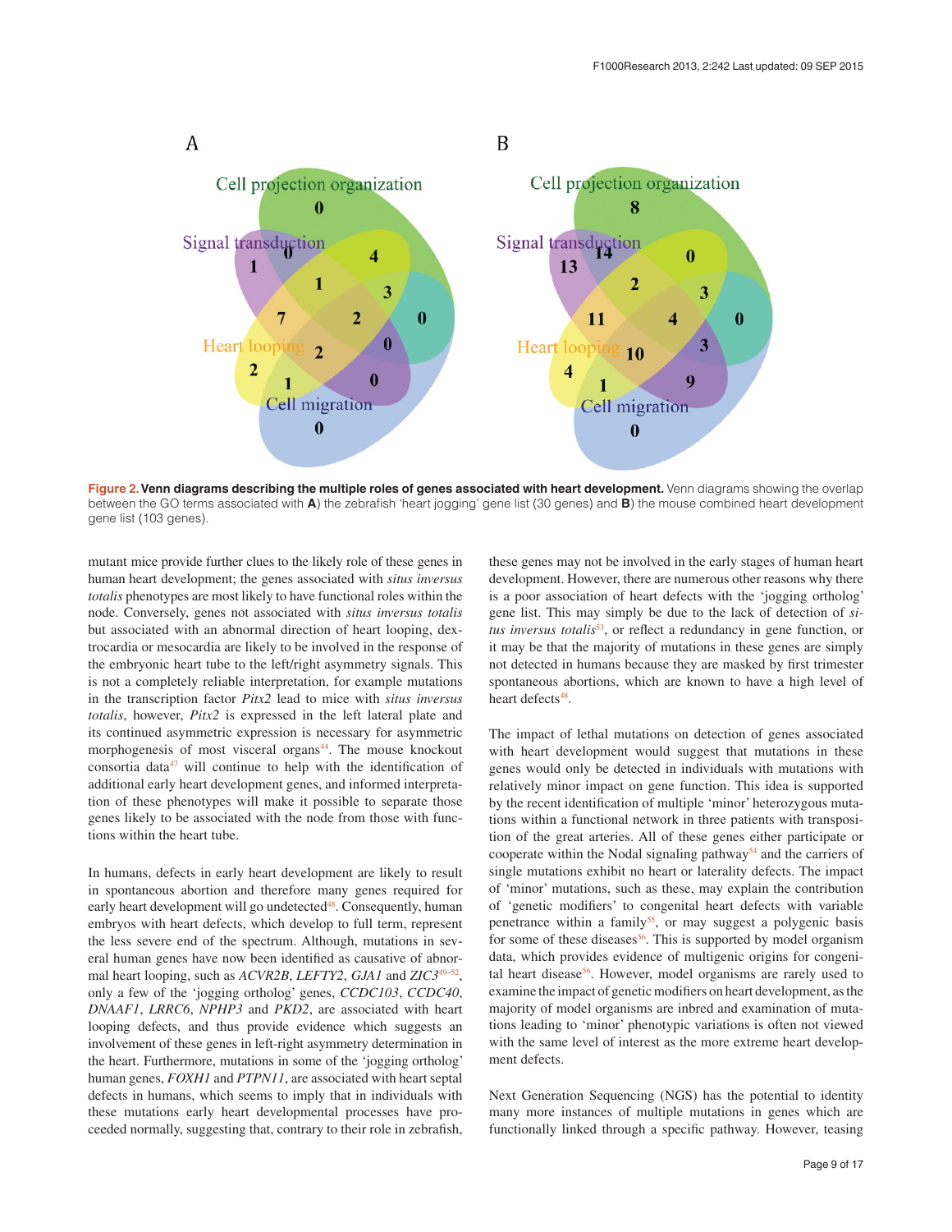Figure 2. **Venn diagrams describing the multiple roles of genes associated with heart development.** Venn diagrams showing the overlap between the GO terms associated with **A**) the zebrafish 'heart jogging' gene list (30 genes) and **B**) the mouse combined heart development gene list (103 genes).

mutant mice provide further clues to the likely role of these genes in human heart development; the genes associated with *situs inversus totalis* phenotypes are most likely to have functional roles within the node. Conversely, genes not associated with *situs inversus totalis* but associated with an abnormal direction of heart looping, dextrocardia or mesocardia are likely to be involved in the response of the embryonic heart tube to the left/right asymmetry signals. This is not a completely reliable interpretation, for example mutations in the transcription factor *Pitx2* lead to mice with *situs inversus totalis*, however, *Pitx2* is expressed in the left lateral plate and its continued asymmetric expression is necessary for asymmetric morphogenesis of most visceral organs[44]. The mouse knockout consortia data[47] will continue to help with the identification of additional early heart development genes, and informed interpretation of these phenotypes will make it possible to separate those genes likely to be associated with the node from those with functions within the heart tube.

In humans, defects in early heart development are likely to result in spontaneous abortion and therefore many genes required for early heart development will go undetected[48]. Consequently, human embryos with heart defects, which develop to full term, represent the less severe end of the spectrum. Although, mutations in several human genes have now been identified as causative of abnormal heart looping, such as *ACVR2B*, *LEFTY2*, *GJA1* and *ZIC3*[49–52], only a few of the 'jogging ortholog' genes, *CCDC103*, *CCDC40*, *DNAAF1*, *LRRC6*, *NPHP3* and *PKD2*, are associated with heart looping defects, and thus provide evidence which suggests an involvement of these genes in left-right asymmetry determination in the heart. Furthermore, mutations in some of the 'jogging ortholog' human genes, *FOXH1* and *PTPN11*, are associated with heart septal defects in humans, which seems to imply that in individuals with these mutations early heart developmental processes have proceeded normally, suggesting that, contrary to their role in zebrafish, these genes may not be involved in the early stages of human heart development. However, there are numerous other reasons why there is a poor association of heart defects with the 'jogging ortholog' gene list. This may simply be due to the lack of detection of *situs inversus totalis*[53], or reflect a redundancy in gene function, or it may be that the majority of mutations in these genes are simply not detected in humans because they are masked by first trimester spontaneous abortions, which are known to have a high level of heart defects[48].

The impact of lethal mutations on detection of genes associated with heart development would suggest that mutations in these genes would only be detected in individuals with mutations with relatively minor impact on gene function. This idea is supported by the recent identification of multiple 'minor' heterozygous mutations within a functional network in three patients with transposition of the great arteries. All of these genes either participate or cooperate within the Nodal signaling pathway[54] and the carriers of single mutations exhibit no heart or laterality defects. The impact of 'minor' mutations, such as these, may explain the contribution of 'genetic modifiers' to congenital heart defects with variable penetrance within a family[55], or may suggest a polygenic basis for some of these diseases[56]. This is supported by model organism data, which provides evidence of multigenic origins for congenital heart disease[56]. However, model organisms are rarely used to examine the impact of genetic modifiers on heart development, as the majority of model organisms are inbred and examination of mutations leading to 'minor' phenotypic variations is often not viewed with the same level of interest as the more extreme heart development defects.

Next Generation Sequencing (NGS) has the potential to identity many more instances of multiple mutations in genes which are functionally linked through a specific pathway. However, teasing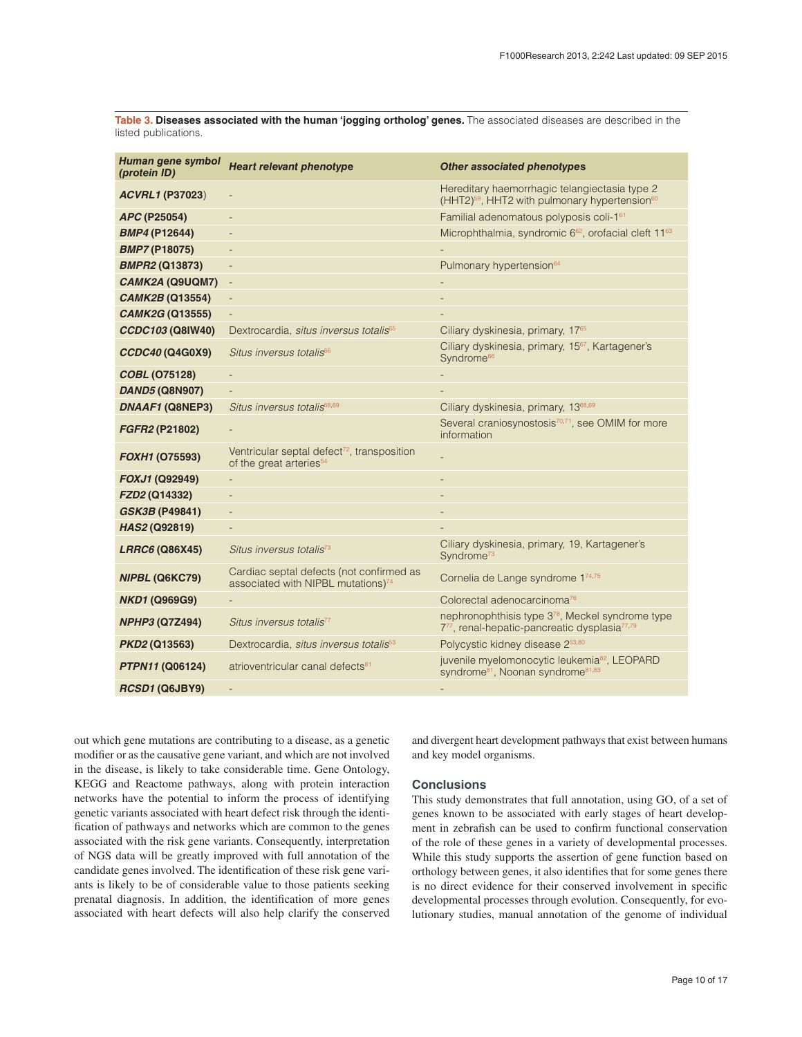**Table 3. Diseases associated with the human 'jogging ortholog' genes.** The associated diseases are described in the listed publications.

| *Human gene symbol (protein ID)* | *Heart relevant phenotype* | *Other associated phenotypes* |
|---|---|---|
| ***ACVRL1* (P37023)** | - | Hereditary haemorrhagic telangiectasia type 2 (HHT2)[59], HHT2 with pulmonary hypertension[60] |
| ***APC* (P25054)** | - | Familial adenomatous polyposis coli-1[61] |
| ***BMP4* (P12644)** | - | Microphthalmia, syndromic 6[62], orofacial cleft 11[63] |
| ***BMP7* (P18075)** | - | - |
| ***BMPR2* (Q13873)** | - | Pulmonary hypertension[64] |
| ***CAMK2A* (Q9UQM7)** | - | - |
| ***CAMK2B* (Q13554)** | - | - |
| ***CAMK2G* (Q13555)** | - | - |
| ***CCDC103* (Q8IW40)** | Dextrocardia, *situs inversus totalis*[65] | Ciliary dyskinesia, primary, 17[65] |
| ***CCDC40* (Q4G0X9)** | *Situs inversus totalis*[66] | Ciliary dyskinesia, primary, 15[67], Kartagener's Syndrome[66] |
| ***COBL* (O75128)** | - | - |
| ***DAND5* (Q8N907)** | - | - |
| ***DNAAF1* (Q8NEP3)** | *Situs inversus totalis*[68,69] | Ciliary dyskinesia, primary, 13[68,69] |
| ***FGFR2* (P21802)** | - | Several craniosynostosis[70,71], see OMIM for more information |
| ***FOXH1* (O75593)** | Ventricular septal defect[72], transposition of the great arteries[54] | - |
| ***FOXJ1* (Q92949)** | - | - |
| ***FZD2* (Q14332)** | - | - |
| ***GSK3B* (P49841)** | - | - |
| ***HAS2* (Q92819)** | - | - |
| ***LRRC6* (Q86X45)** | *Situs inversus totalis*[73] | Ciliary dyskinesia, primary, 19, Kartagener's Syndrome[73] |
| ***NIPBL* (Q6KC79)** | Cardiac septal defects (not confirmed as associated with NIPBL mutations)[74] | Cornelia de Lange syndrome 1[74,75] |
| ***NKD1* (Q969G9)** | - | Colorectal adenocarcinoma[76] |
| ***NPHP3* (Q7Z494)** | *Situs inversus totalis*[77] | nephronophthisis type 3[78], Meckel syndrome type 7[77], renal-hepatic-pancreatic dysplasia[77,79] |
| ***PKD2* (Q13563)** | Dextrocardia, *situs inversus totalis*[53] | Polycystic kidney disease 2[53,80] |
| ***PTPN11* (Q06124)** | atrioventricular canal defects[81] | juvenile myelomonocytic leukemia[82], LEOPARD syndrome[81], Noonan syndrome[81,83] |
| ***RCSD1* (Q6JBY9)** | - | - |

out which gene mutations are contributing to a disease, as a genetic modifier or as the causative gene variant, and which are not involved in the disease, is likely to take considerable time. Gene Ontology, KEGG and Reactome pathways, along with protein interaction networks have the potential to inform the process of identifying genetic variants associated with heart defect risk through the identification of pathways and networks which are common to the genes associated with the risk gene variants. Consequently, interpretation of NGS data will be greatly improved with full annotation of the candidate genes involved. The identification of these risk gene variants is likely to be of considerable value to those patients seeking prenatal diagnosis. In addition, the identification of more genes associated with heart defects will also help clarify the conserved and divergent heart development pathways that exist between humans and key model organisms.

## Conclusions

This study demonstrates that full annotation, using GO, of a set of genes known to be associated with early stages of heart development in zebrafish can be used to confirm functional conservation of the role of these genes in a variety of developmental processes. While this study supports the assertion of gene function based on orthology between genes, it also identifies that for some genes there is no direct evidence for their conserved involvement in specific developmental processes through evolution. Consequently, for evolutionary studies, manual annotation of the genome of individual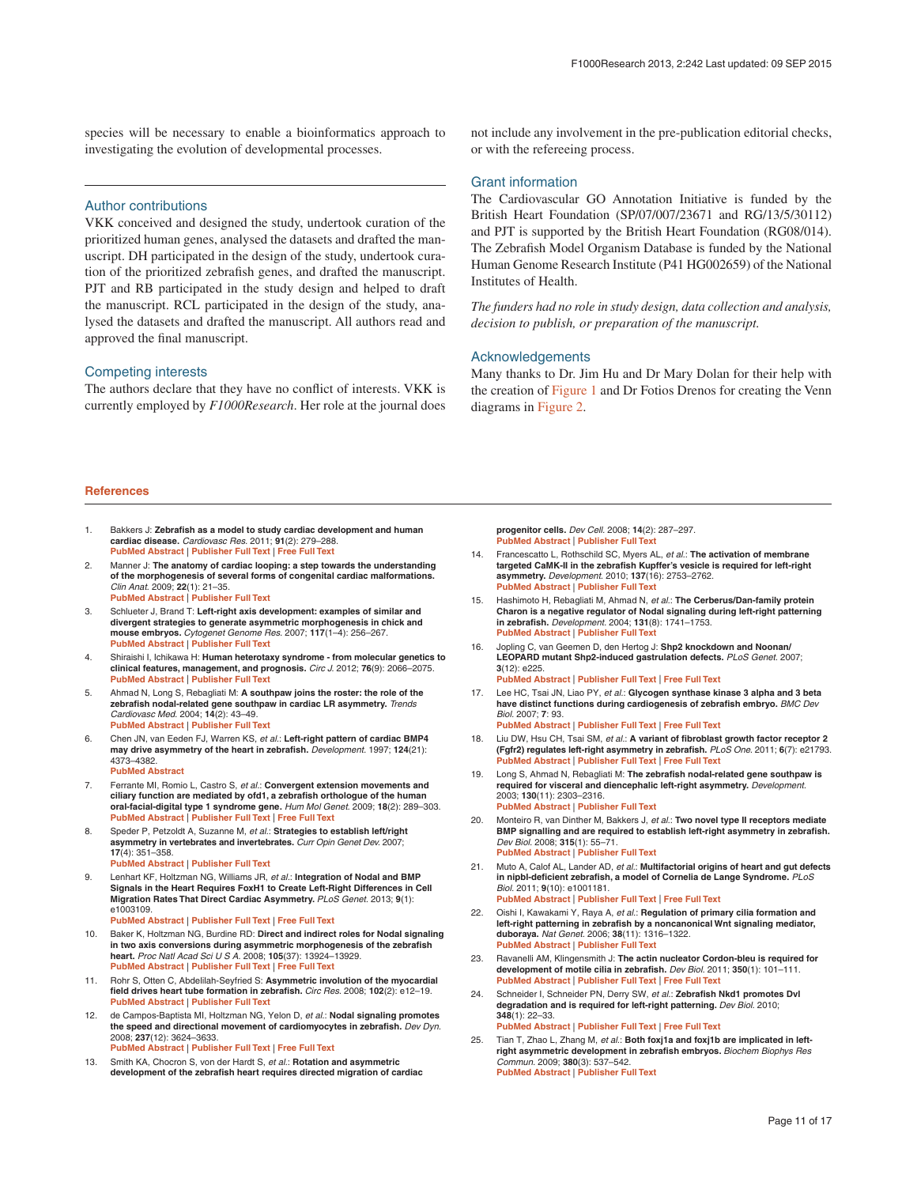species will be necessary to enable a bioinformatics approach to investigating the evolution of developmental processes.

## Author contributions

VKK conceived and designed the study, undertook curation of the prioritized human genes, analysed the datasets and drafted the manuscript. DH participated in the design of the study, undertook curation of the prioritized zebrafish genes, and drafted the manuscript. PJT and RB participated in the study design and helped to draft the manuscript. RCL participated in the design of the study, analysed the datasets and drafted the manuscript. All authors read and approved the final manuscript.

## Competing interests

The authors declare that they have no conflict of interests. VKK is currently employed by *F1000Research*. Her role at the journal does not include any involvement in the pre-publication editorial checks, or with the refereeing process.

## Grant information

The Cardiovascular GO Annotation Initiative is funded by the British Heart Foundation (SP/07/007/23671 and RG/13/5/30112) and PJT is supported by the British Heart Foundation (RG08/014). The Zebrafish Model Organism Database is funded by the National Human Genome Research Institute (P41 HG002659) of the National Institutes of Health.

*The funders had no role in study design, data collection and analysis, decision to publish, or preparation of the manuscript.*

## Acknowledgements

Many thanks to Dr. Jim Hu and Dr Mary Dolan for their help with the creation of Figure 1 and Dr Fotios Drenos for creating the Venn diagrams in Figure 2.

## References

1. Bakkers J: **Zebrafish as a model to study cardiac development and human cardiac disease.** *Cardiovasc Res.* 2011; **91**(2): 279–288.
PubMed Abstract | Publisher Full Text | Free Full Text
2. Manner J: **The anatomy of cardiac looping: a step towards the understanding of the morphogenesis of several forms of congenital cardiac malformations.** *Clin Anat.* 2009; **22**(1): 21–35.
PubMed Abstract | Publisher Full Text
3. Schlueter J, Brand T: **Left-right axis development: examples of similar and divergent strategies to generate asymmetric morphogenesis in chick and mouse embryos.** *Cytogenet Genome Res.* 2007; **117**(1–4): 256–267.
PubMed Abstract | Publisher Full Text
4. Shiraishi I, Ichikawa H: **Human heterotaxy syndrome - from molecular genetics to clinical features, management, and prognosis.** *Circ J.* 2012; **76**(9): 2066–2075.
PubMed Abstract | Publisher Full Text
5. Ahmad N, Long S, Rebagliati M: **A southpaw joins the roster: the role of the zebrafish nodal-related gene southpaw in cardiac LR asymmetry.** *Trends Cardiovasc Med.* 2004; **14**(2): 43–49.
PubMed Abstract | Publisher Full Text
6. Chen JN, van Eeden FJ, Warren KS, *et al.*: **Left-right pattern of cardiac BMP4 may drive asymmetry of the heart in zebrafish.** *Development.* 1997; **124**(21): 4373–4382.
PubMed Abstract
7. Ferrante MI, Romio L, Castro S, *et al.*: **Convergent extension movements and ciliary function are mediated by ofd1, a zebrafish orthologue of the human oral-facial-digital type 1 syndrome gene.** *Hum Mol Genet.* 2009; **18**(2): 289–303.
PubMed Abstract | Publisher Full Text | Free Full Text
8. Speder P, Petzoldt A, Suzanne M, *et al.*: **Strategies to establish left/right asymmetry in vertebrates and invertebrates.** *Curr Opin Genet Dev.* 2007; **17**(4): 351–358.
PubMed Abstract | Publisher Full Text
9. Lenhart KF, Holtzman NG, Williams JR, *et al.*: **Integration of Nodal and BMP Signals in the Heart Requires FoxH1 to Create Left-Right Differences in Cell Migration Rates That Direct Cardiac Asymmetry.** *PLoS Genet.* 2013; **9**(1): e1003109.
PubMed Abstract | Publisher Full Text | Free Full Text
10. Baker K, Holtzman NG, Burdine RD: **Direct and indirect roles for Nodal signaling in two axis conversions during asymmetric morphogenesis of the zebrafish heart.** *Proc Natl Acad Sci U S A.* 2008; **105**(37): 13924–13929.
PubMed Abstract | Publisher Full Text | Free Full Text
11. Rohr S, Otten C, Abdelilah-Seyfried S: **Asymmetric involution of the myocardial field drives heart tube formation in zebrafish.** *Circ Res.* 2008; **102**(2): e12–19.
PubMed Abstract | Publisher Full Text
12. de Campos-Baptista MI, Holtzman NG, Yelon D, *et al.*: **Nodal signaling promotes the speed and directional movement of cardiomyocytes in zebrafish.** *Dev Dyn.* 2008; **237**(12): 3624–3633.
PubMed Abstract | Publisher Full Text | Free Full Text
13. Smith KA, Chocron S, von der Hardt S, *et al.*: **Rotation and asymmetric development of the zebrafish heart requires directed migration of cardiac progenitor cells.** *Dev Cell.* 2008; **14**(2): 287–297.
PubMed Abstract | Publisher Full Text
14. Francescatto L, Rothschild SC, Myers AL, *et al.*: **The activation of membrane targeted CaMK-II in the zebrafish Kupffer's vesicle is required for left-right asymmetry.** *Development.* 2010; **137**(16): 2753–2762.
PubMed Abstract | Publisher Full Text
15. Hashimoto H, Rebagliati M, Ahmad N, *et al.*: **The Cerberus/Dan-family protein Charon is a negative regulator of Nodal signaling during left-right patterning in zebrafish.** *Development.* 2004; **131**(8): 1741–1753.
PubMed Abstract | Publisher Full Text
16. Jopling C, van Geemen D, den Hertog J: **Shp2 knockdown and Noonan/LEOPARD mutant Shp2-induced gastrulation defects.** *PLoS Genet.* 2007; **3**(12): e225.
PubMed Abstract | Publisher Full Text | Free Full Text
17. Lee HC, Tsai JN, Liao PY, *et al.*: **Glycogen synthase kinase 3 alpha and 3 beta have distinct functions during cardiogenesis of zebrafish embryo.** *BMC Dev Biol.* 2007; **7**: 93.
PubMed Abstract | Publisher Full Text | Free Full Text
18. Liu DW, Hsu CH, Tsai SM, *et al.*: **A variant of fibroblast growth factor receptor 2 (Fgfr2) regulates left-right asymmetry in zebrafish.** *PLoS One.* 2011; **6**(7): e21793.
PubMed Abstract | Publisher Full Text | Free Full Text
19. Long S, Ahmad N, Rebagliati M: **The zebrafish nodal-related gene southpaw is required for visceral and diencephalic left-right asymmetry.** *Development.* 2003; **130**(11): 2303–2316.
PubMed Abstract | Publisher Full Text
20. Monteiro R, van Dinther M, Bakkers J, *et al.*: **Two novel type II receptors mediate BMP signalling and are required to establish left-right asymmetry in zebrafish.** *Dev Biol.* 2008; **315**(1): 55–71.
PubMed Abstract | Publisher Full Text
21. Muto A, Calof AL, Lander AD, *et al.*: **Multifactorial origins of heart and gut defects in nipbl-deficient zebrafish, a model of Cornelia de Lange Syndrome.** *PLoS Biol.* 2011; **9**(10): e1001181.
PubMed Abstract | Publisher Full Text | Free Full Text
22. Oishi I, Kawakami Y, Raya A, *et al.*: **Regulation of primary cilia formation and left-right patterning in zebrafish by a noncanonical Wnt signaling mediator, duboraya.** *Nat Genet.* 2006; **38**(11): 1316–1322.
PubMed Abstract | Publisher Full Text
23. Ravanelli AM, Klingensmith J: **The actin nucleator Cordon-bleu is required for development of motile cilia in zebrafish.** *Dev Biol.* 2011; **350**(1): 101–111.
PubMed Abstract | Publisher Full Text | Free Full Text
24. Schneider I, Schneider PN, Derry SW, *et al.*: **Zebrafish Nkd1 promotes Dvl degradation and is required for left-right patterning.** *Dev Biol.* 2010; **348**(1): 22–33.
PubMed Abstract | Publisher Full Text | Free Full Text
25. Tian T, Zhao L, Zhang M, *et al.*: **Both foxj1a and foxj1b are implicated in left-right asymmetric development in zebrafish embryos.** *Biochem Biophys Res Commun.* 2009; **380**(3): 537–542.
PubMed Abstract | Publisher Full Text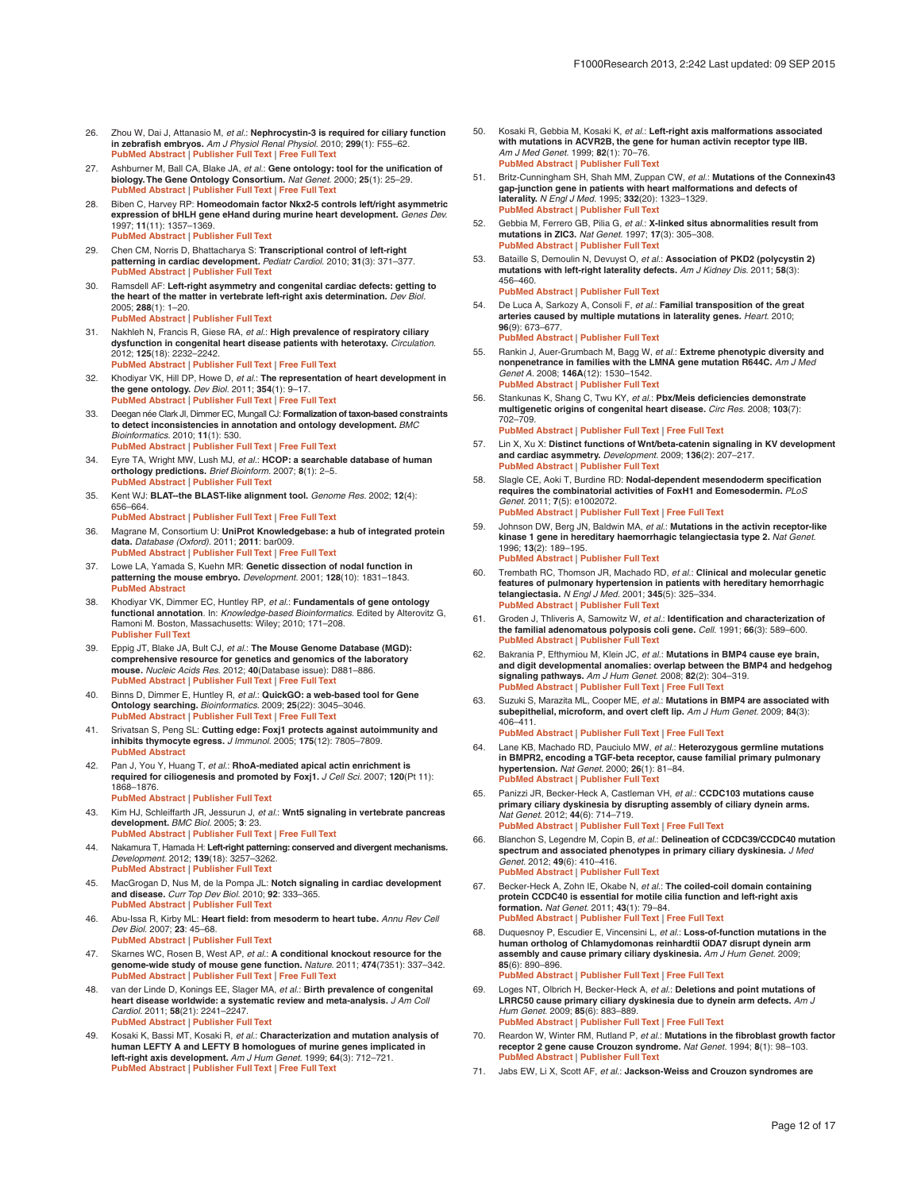26. Zhou W, Dai J, Attanasio M, *et al.*: **Nephrocystin-3 is required for ciliary function in zebrafish embryos.** *Am J Physiol Renal Physiol.* 2010; **299**(1): F55–62.
PubMed Abstract | Publisher Full Text | Free Full Text

27. Ashburner M, Ball CA, Blake JA, *et al.*: **Gene ontology: tool for the unification of biology. The Gene Ontology Consortium.** *Nat Genet.* 2000; **25**(1): 25–29.
PubMed Abstract | Publisher Full Text | Free Full Text

28. Biben C, Harvey RP: **Homeodomain factor Nkx2-5 controls left/right asymmetric expression of bHLH gene eHand during murine heart development.** *Genes Dev.* 1997; **11**(11): 1357–1369.
PubMed Abstract | Publisher Full Text

29. Chen CM, Norris D, Bhattacharya S: **Transcriptional control of left-right patterning in cardiac development.** *Pediatr Cardiol.* 2010; **31**(3): 371–377.
PubMed Abstract | Publisher Full Text

30. Ramsdell AF: **Left-right asymmetry and congenital cardiac defects: getting to the heart of the matter in vertebrate left-right axis determination.** *Dev Biol.* 2005; **288**(1): 1–20.
PubMed Abstract | Publisher Full Text

31. Nakhleh N, Francis R, Giese RA, *et al.*: **High prevalence of respiratory ciliary dysfunction in congenital heart disease patients with heterotaxy.** *Circulation.* 2012; **125**(18): 2232–2242.
PubMed Abstract | Publisher Full Text | Free Full Text

32. Khodiyar VK, Hill DP, Howe D, *et al.*: **The representation of heart development in the gene ontology.** *Dev Biol.* 2011; **354**(1): 9–17.
PubMed Abstract | Publisher Full Text | Free Full Text

33. Deegan née Clark JI, Dimmer EC, Mungall CJ: **Formalization of taxon-based constraints to detect inconsistencies in annotation and ontology development.** *BMC Bioinformatics.* 2010; **11**(1): 530.
PubMed Abstract | Publisher Full Text | Free Full Text

34. Eyre TA, Wright MW, Lush MJ, *et al.*: **HCOP: a searchable database of human orthology predictions.** *Brief Bioinform.* 2007; **8**(1): 2–5.
PubMed Abstract | Publisher Full Text

35. Kent WJ: **BLAT--the BLAST-like alignment tool.** *Genome Res.* 2002; **12**(4): 656–664.
PubMed Abstract | Publisher Full Text | Free Full Text

36. Magrane M, Consortium U: **UniProt Knowledgebase: a hub of integrated protein data.** *Database (Oxford).* 2011; **2011**: bar009.
PubMed Abstract | Publisher Full Text | Free Full Text

37. Lowe LA, Yamada S, Kuehn MR: **Genetic dissection of nodal function in patterning the mouse embryo.** *Development.* 2001; **128**(10): 1831–1843.
PubMed Abstract

38. Khodiyar VK, Dimmer EC, Huntley RP, *et al.*: **Fundamentals of gene ontology functional annotation.** In: *Knowledge-based Bioinformatics.* Edited by Alterovitz G, Ramoni M. Boston, Massachusetts: Wiley; 2010; 171–208.
Publisher Full Text

39. Eppig JT, Blake JA, Bult CJ, *et al.*: **The Mouse Genome Database (MGD): comprehensive resource for genetics and genomics of the laboratory mouse.** *Nucleic Acids Res.* 2012; **40**(Database issue): D881–886.
PubMed Abstract | Publisher Full Text | Free Full Text

40. Binns D, Dimmer E, Huntley R, *et al.*: **QuickGO: a web-based tool for Gene Ontology searching.** *Bioinformatics.* 2009; **25**(22): 3045–3046.
PubMed Abstract | Publisher Full Text | Free Full Text

41. Srivatsan S, Peng SL: **Cutting edge: Foxj1 protects against autoimmunity and inhibits thymocyte egress.** *J Immunol.* 2005; **175**(12): 7805–7809.
PubMed Abstract

42. Pan J, You Y, Huang T, *et al.*: **RhoA-mediated apical actin enrichment is required for ciliogenesis and promoted by Foxj1.** *J Cell Sci.* 2007; **120**(Pt 11): 1868–1876.
PubMed Abstract | Publisher Full Text

43. Kim HJ, Schleiffarth JR, Jessurun J, *et al.*: **Wnt5 signaling in vertebrate pancreas development.** *BMC Biol.* 2005; **3**: 23.
PubMed Abstract | Publisher Full Text | Free Full Text

44. Nakamura T, Hamada H: **Left-right patterning: conserved and divergent mechanisms.** *Development.* 2012; **139**(18): 3257–3262.
PubMed Abstract | Publisher Full Text

45. MacGrogan D, Nus M, de la Pompa JL: **Notch signaling in cardiac development and disease.** *Curr Top Dev Biol.* 2010; **92**: 333–365.
PubMed Abstract | Publisher Full Text

46. Abu-Issa R, Kirby ML: **Heart field: from mesoderm to heart tube.** *Annu Rev Cell Dev Biol.* 2007; **23**: 45–68.
PubMed Abstract | Publisher Full Text

47. Skarnes WC, Rosen B, West AP, *et al.*: **A conditional knockout resource for the genome-wide study of mouse gene function.** *Nature.* 2011; **474**(7351): 337–342.
PubMed Abstract | Publisher Full Text | Free Full Text

48. van der Linde D, Konings EE, Slager MA, *et al.*: **Birth prevalence of congenital heart disease worldwide: a systematic review and meta-analysis.** *J Am Coll Cardiol.* 2011; **58**(21): 2241–2247.
PubMed Abstract | Publisher Full Text

49. Kosaki K, Bassi MT, Kosaki R, *et al.*: **Characterization and mutation analysis of human LEFTY A and LEFTY B homologues of murine genes implicated in left-right axis development.** *Am J Hum Genet.* 1999; **64**(3): 712–721.
PubMed Abstract | Publisher Full Text | Free Full Text

50. Kosaki R, Gebbia M, Kosaki K, *et al.*: **Left-right axis malformations associated with mutations in ACVR2B, the gene for human activin receptor type IIB.** *Am J Med Genet.* 1999; **82**(1): 70–76.
PubMed Abstract | Publisher Full Text

51. Britz-Cunningham SH, Shah MM, Zuppan CW, *et al.*: **Mutations of the Connexin43 gap-junction gene in patients with heart malformations and defects of laterality.** *N Engl J Med.* 1995; **332**(20): 1323–1329.
PubMed Abstract | Publisher Full Text

52. Gebbia M, Ferrero GB, Pilia G, *et al.*: **X-linked situs abnormalities result from mutations in ZIC3.** *Nat Genet.* 1997; **17**(3): 305–308.
PubMed Abstract | Publisher Full Text

53. Bataille S, Demoulin N, Devuyst O, *et al.*: **Association of PKD2 (polycystin 2) mutations with left-right laterality defects.** *Am J Kidney Dis.* 2011; **58**(3): 456–460.
PubMed Abstract | Publisher Full Text

54. De Luca A, Sarkozy A, Consoli F, *et al.*: **Familial transposition of the great arteries caused by multiple mutations in laterality genes.** *Heart.* 2010; **96**(9): 673–677.
PubMed Abstract | Publisher Full Text

55. Rankin J, Auer-Grumbach M, Bagg W, *et al.*: **Extreme phenotypic diversity and nonpenetrance in families with the LMNA gene mutation R644C.** *Am J Med Genet A.* 2008; **146A**(12): 1530–1542.
PubMed Abstract | Publisher Full Text

56. Stankunas K, Shang C, Twu KY, *et al.*: **Pbx/Meis deficiencies demonstrate multigenetic origins of congenital heart disease.** *Circ Res.* 2008; **103**(7): 702–709.
PubMed Abstract | Publisher Full Text | Free Full Text

57. Lin X, Xu X: **Distinct functions of Wnt/beta-catenin signaling in KV development and cardiac asymmetry.** *Development.* 2009; **136**(2): 207–217.
PubMed Abstract | Publisher Full Text

58. Slagle CE, Aoki T, Burdine RD: **Nodal-dependent mesendoderm specification requires the combinatorial activities of FoxH1 and Eomesodermin.** *PLoS Genet.* 2011; **7**(5): e1002072.
PubMed Abstract | Publisher Full Text | Free Full Text

59. Johnson DW, Berg JN, Baldwin MA, *et al.*: **Mutations in the activin receptor-like kinase 1 gene in hereditary haemorrhagic telangiectasia type 2.** *Nat Genet.* 1996; **13**(2): 189–195.
PubMed Abstract | Publisher Full Text

60. Trembath RC, Thomson JR, Machado RD, *et al.*: **Clinical and molecular genetic features of pulmonary hypertension in patients with hereditary hemorrhagic telangiectasia.** *N Engl J Med.* 2001; **345**(5): 325–334.
PubMed Abstract | Publisher Full Text

61. Groden J, Thliveris A, Samowitz W, *et al.*: **Identification and characterization of the familial adenomatous polyposis coli gene.** *Cell.* 1991; **66**(3): 589–600.
PubMed Abstract | Publisher Full Text

62. Bakrania P, Efthymiou M, Klein JC, *et al.*: **Mutations in BMP4 cause eye brain, and digit developmental anomalies: overlap between the BMP4 and hedgehog signaling pathways.** *Am J Hum Genet.* 2008; **82**(2): 304–319.
PubMed Abstract | Publisher Full Text | Free Full Text

63. Suzuki S, Marazita ML, Cooper ME, *et al.*: **Mutations in BMP4 are associated with subepithelial, microform, and overt cleft lip.** *Am J Hum Genet.* 2009; **84**(3): 406–411.
PubMed Abstract | Publisher Full Text | Free Full Text

64. Lane KB, Machado RD, Pauciulo MW, *et al.*: **Heterozygous germline mutations in BMPR2, encoding a TGF-beta receptor, cause familial primary pulmonary hypertension.** *Nat Genet.* 2000; **26**(1): 81–84.
PubMed Abstract | Publisher Full Text

65. Panizzi JR, Becker-Heck A, Castleman VH, *et al.*: **CCDC103 mutations cause primary ciliary dyskinesia by disrupting assembly of ciliary dynein arms.** *Nat Genet.* 2012; **44**(6): 714–719.
PubMed Abstract | Publisher Full Text | Free Full Text

66. Blanchon S, Legendre M, Copin B, *et al.*: **Delineation of CCDC39/CCDC40 mutation spectrum and associated phenotypes in primary ciliary dyskinesia.** *J Med Genet.* 2012; **49**(6): 410–416.
PubMed Abstract | Publisher Full Text

67. Becker-Heck A, Zohn IE, Okabe N, *et al.*: **The coiled-coil domain containing protein CCDC40 is essential for motile cilia function and left-right axis formation.** *Nat Genet.* 2011; **43**(1): 79–84.
PubMed Abstract | Publisher Full Text | Free Full Text

68. Duquesnoy P, Escudier E, Vincensini L, *et al.*: **Loss-of-function mutations in the human ortholog of Chlamydomonas reinhardtii ODA7 disrupt dynein arm assembly and cause primary ciliary dyskinesia.** *Am J Hum Genet.* 2009; **85**(6): 890–896.
PubMed Abstract | Publisher Full Text | Free Full Text

69. Loges NT, Olbrich H, Becker-Heck A, *et al.*: **Deletions and point mutations of LRRC50 cause primary ciliary dyskinesia due to dynein arm defects.** *Am J Hum Genet.* 2009; **85**(6): 883–889.
PubMed Abstract | Publisher Full Text | Free Full Text

70. Reardon W, Winter RM, Rutland P, *et al.*: **Mutations in the fibroblast growth factor receptor 2 gene cause Crouzon syndrome.** *Nat Genet.* 1994; **8**(1): 98–103.
PubMed Abstract | Publisher Full Text

71. Jabs EW, Li X, Scott AF, *et al.*: **Jackson-Weiss and Crouzon syndromes are**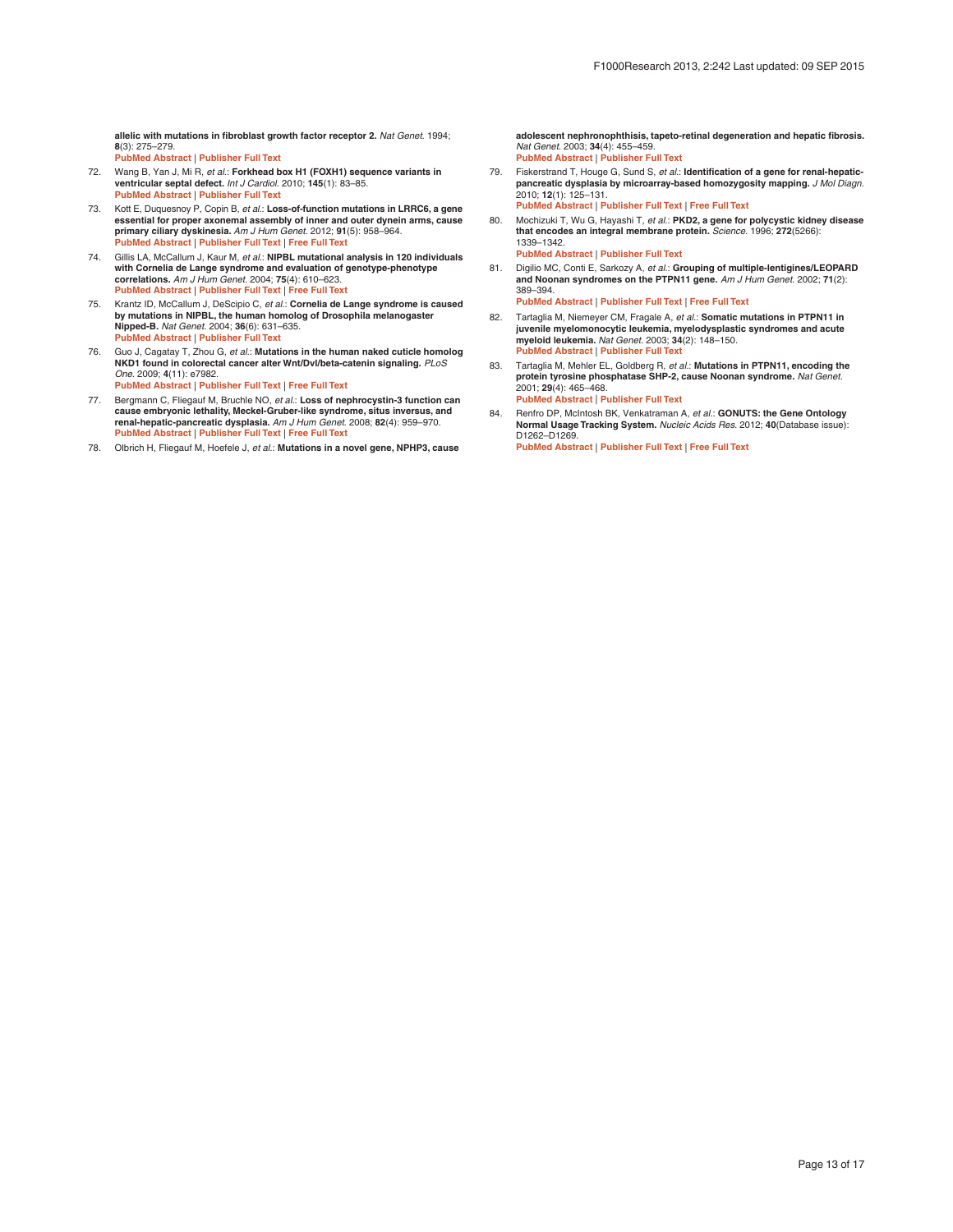allelic with mutations in fibroblast growth factor receptor 2. *Nat Genet.* 1994; **8**(3): 275–279.
PubMed Abstract | Publisher Full Text

72. Wang B, Yan J, Mi R, *et al.*: **Forkhead box H1 (FOXH1) sequence variants in ventricular septal defect.** *Int J Cardiol.* 2010; **145**(1): 83–85.
PubMed Abstract | Publisher Full Text

73. Kott E, Duquesnoy P, Copin B, *et al.*: **Loss-of-function mutations in LRRC6, a gene essential for proper axonemal assembly of inner and outer dynein arms, cause primary ciliary dyskinesia.** *Am J Hum Genet.* 2012; **91**(5): 958–964.
PubMed Abstract | Publisher Full Text | Free Full Text

74. Gillis LA, McCallum J, Kaur M, *et al.*: **NIPBL mutational analysis in 120 individuals with Cornelia de Lange syndrome and evaluation of genotype-phenotype correlations.** *Am J Hum Genet.* 2004; **75**(4): 610–623.
PubMed Abstract | Publisher Full Text | Free Full Text

75. Krantz ID, McCallum J, DeScipio C, *et al.*: **Cornelia de Lange syndrome is caused by mutations in NIPBL, the human homolog of Drosophila melanogaster Nipped-B.** *Nat Genet.* 2004; **36**(6): 631–635.
PubMed Abstract | Publisher Full Text

76. Guo J, Cagatay T, Zhou G, *et al.*: **Mutations in the human naked cuticle homolog NKD1 found in colorectal cancer alter Wnt/Dvl/beta-catenin signaling.** *PLoS One.* 2009; **4**(11): e7982.
PubMed Abstract | Publisher Full Text | Free Full Text

77. Bergmann C, Fliegauf M, Bruchle NO, *et al.*: **Loss of nephrocystin-3 function can cause embryonic lethality, Meckel-Gruber-like syndrome, situs inversus, and renal-hepatic-pancreatic dysplasia.** *Am J Hum Genet.* 2008; **82**(4): 959–970.
PubMed Abstract | Publisher Full Text | Free Full Text

78. Olbrich H, Fliegauf M, Hoefele J, *et al.*: **Mutations in a novel gene, NPHP3, cause adolescent nephronophthisis, tapeto-retinal degeneration and hepatic fibrosis.** *Nat Genet.* 2003; **34**(4): 455–459.
PubMed Abstract | Publisher Full Text

79. Fiskerstrand T, Houge G, Sund S, *et al.*: **Identification of a gene for renal-hepatic-pancreatic dysplasia by microarray-based homozygosity mapping.** *J Mol Diagn.* 2010; **12**(1): 125–131.
PubMed Abstract | Publisher Full Text | Free Full Text

80. Mochizuki T, Wu G, Hayashi T, *et al.*: **PKD2, a gene for polycystic kidney disease that encodes an integral membrane protein.** *Science.* 1996; **272**(5266): 1339–1342.
PubMed Abstract | Publisher Full Text

81. Digilio MC, Conti E, Sarkozy A, *et al.*: **Grouping of multiple-lentigines/LEOPARD and Noonan syndromes on the PTPN11 gene.** *Am J Hum Genet.* 2002; **71**(2): 389–394.
PubMed Abstract | Publisher Full Text | Free Full Text

82. Tartaglia M, Niemeyer CM, Fragale A, *et al.*: **Somatic mutations in PTPN11 in juvenile myelomonocytic leukemia, myelodysplastic syndromes and acute myeloid leukemia.** *Nat Genet.* 2003; **34**(2): 148–150.
PubMed Abstract | Publisher Full Text

83. Tartaglia M, Mehler EL, Goldberg R, *et al.*: **Mutations in PTPN11, encoding the protein tyrosine phosphatase SHP-2, cause Noonan syndrome.** *Nat Genet.* 2001; **29**(4): 465–468.
PubMed Abstract | Publisher Full Text

84. Renfro DP, McIntosh BK, Venkatraman A, *et al.*: **GONUTS: the Gene Ontology Normal Usage Tracking System.** *Nucleic Acids Res.* 2012; **40**(Database issue): D1262–D1269.
PubMed Abstract | Publisher Full Text | Free Full Text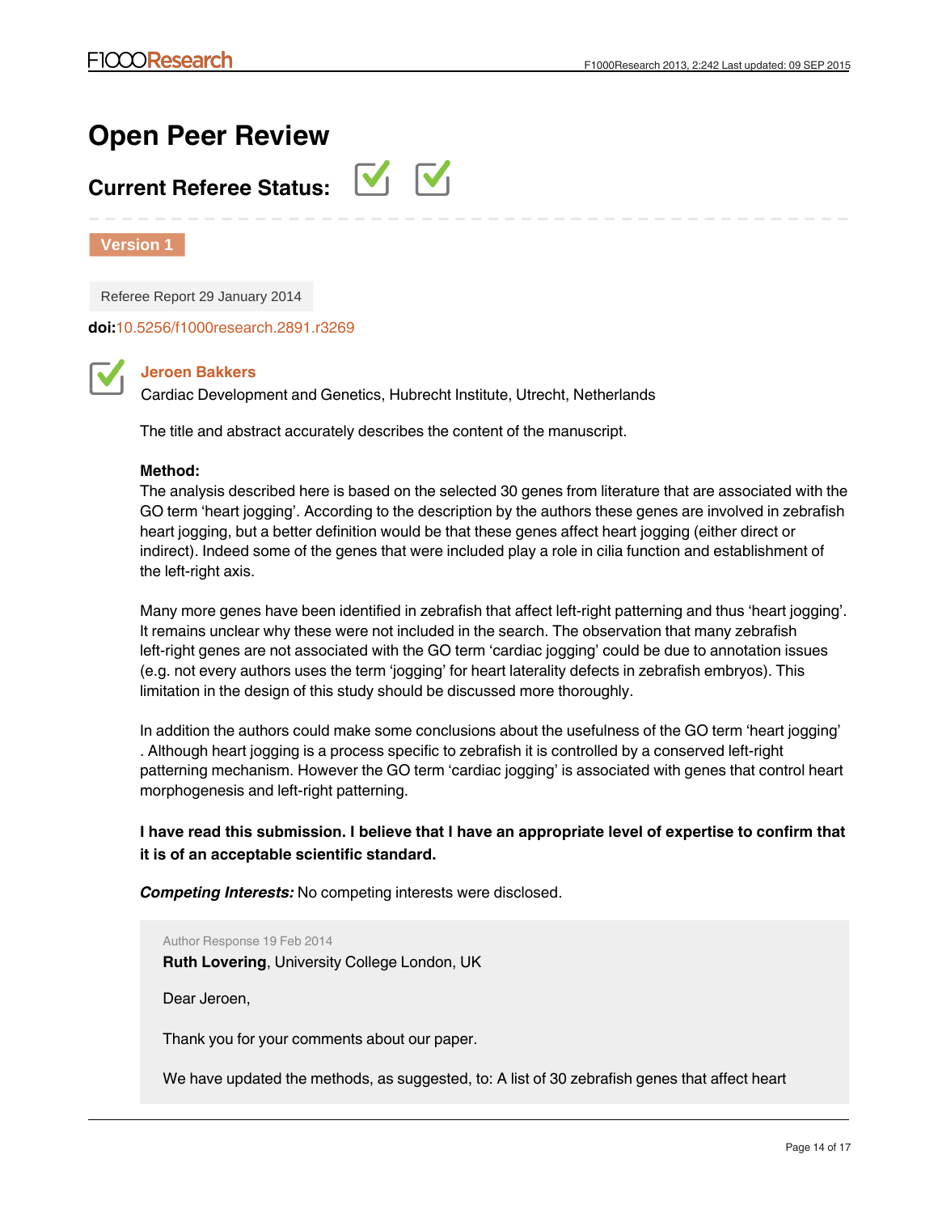# Open Peer Review

## Current Referee Status:

**Version 1**

Referee Report 29 January 2014

**doi:**10.5256/f1000research.2891.r3269

**Jeroen Bakkers**

Cardiac Development and Genetics, Hubrecht Institute, Utrecht, Netherlands

The title and abstract accurately describes the content of the manuscript.

**Method:**

The analysis described here is based on the selected 30 genes from literature that are associated with the GO term 'heart jogging'. According to the description by the authors these genes are involved in zebrafish heart jogging, but a better definition would be that these genes affect heart jogging (either direct or indirect). Indeed some of the genes that were included play a role in cilia function and establishment of the left-right axis.

Many more genes have been identified in zebrafish that affect left-right patterning and thus 'heart jogging'. It remains unclear why these were not included in the search. The observation that many zebrafish left-right genes are not associated with the GO term 'cardiac jogging' could be due to annotation issues (e.g. not every authors uses the term 'jogging' for heart laterality defects in zebrafish embryos). This limitation in the design of this study should be discussed more thoroughly.

In addition the authors could make some conclusions about the usefulness of the GO term 'heart jogging' . Although heart jogging is a process specific to zebrafish it is controlled by a conserved left-right patterning mechanism. However the GO term 'cardiac jogging' is associated with genes that control heart morphogenesis and left-right patterning.

**I have read this submission. I believe that I have an appropriate level of expertise to confirm that it is of an acceptable scientific standard.**

***Competing Interests:*** No competing interests were disclosed.

Author Response 19 Feb 2014

**Ruth Lovering**, University College London, UK

Dear Jeroen,

Thank you for your comments about our paper.

We have updated the methods, as suggested, to: A list of 30 zebrafish genes that affect heart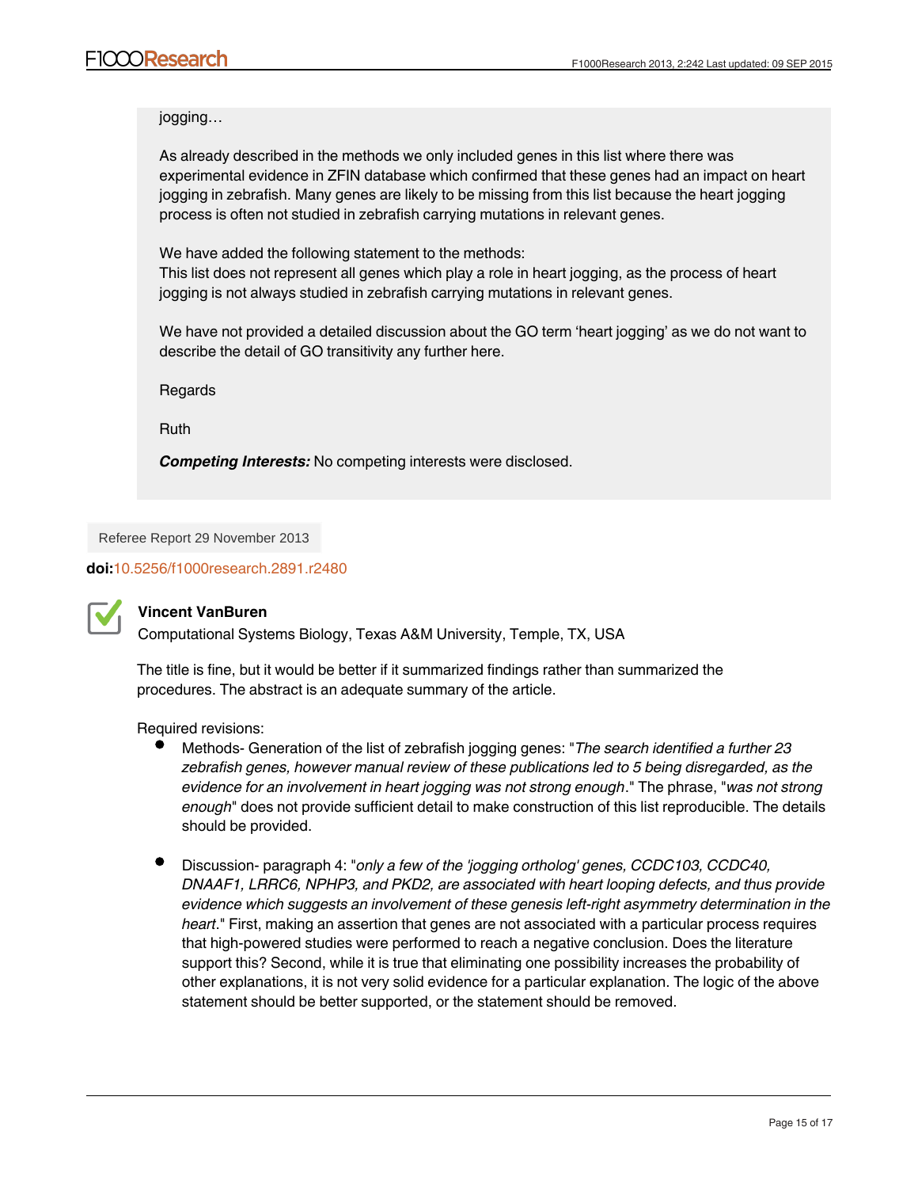jogging…

As already described in the methods we only included genes in this list where there was experimental evidence in ZFIN database which confirmed that these genes had an impact on heart jogging in zebrafish. Many genes are likely to be missing from this list because the heart jogging process is often not studied in zebrafish carrying mutations in relevant genes.

We have added the following statement to the methods:
This list does not represent all genes which play a role in heart jogging, as the process of heart jogging is not always studied in zebrafish carrying mutations in relevant genes.

We have not provided a detailed discussion about the GO term 'heart jogging' as we do not want to describe the detail of GO transitivity any further here.

Regards

Ruth

***Competing Interests:*** No competing interests were disclosed.

Referee Report 29 November 2013

**doi:**10.5256/f1000research.2891.r2480

### Vincent VanBuren

Computational Systems Biology, Texas A&M University, Temple, TX, USA

The title is fine, but it would be better if it summarized findings rather than summarized the procedures. The abstract is an adequate summary of the article.

Required revisions:

- Methods- Generation of the list of zebrafish jogging genes: "*The search identified a further 23 zebrafish genes, however manual review of these publications led to 5 being disregarded, as the evidence for an involvement in heart jogging was not strong enough*." The phrase, "*was not strong enough*" does not provide sufficient detail to make construction of this list reproducible. The details should be provided.

- Discussion- paragraph 4: "*only a few of the 'jogging ortholog' genes, CCDC103, CCDC40, DNAAF1, LRRC6, NPHP3, and PKD2, are associated with heart looping defects, and thus provide evidence which suggests an involvement of these genesis left-right asymmetry determination in the heart*." First, making an assertion that genes are not associated with a particular process requires that high-powered studies were performed to reach a negative conclusion. Does the literature support this? Second, while it is true that eliminating one possibility increases the probability of other explanations, it is not very solid evidence for a particular explanation. The logic of the above statement should be better supported, or the statement should be removed.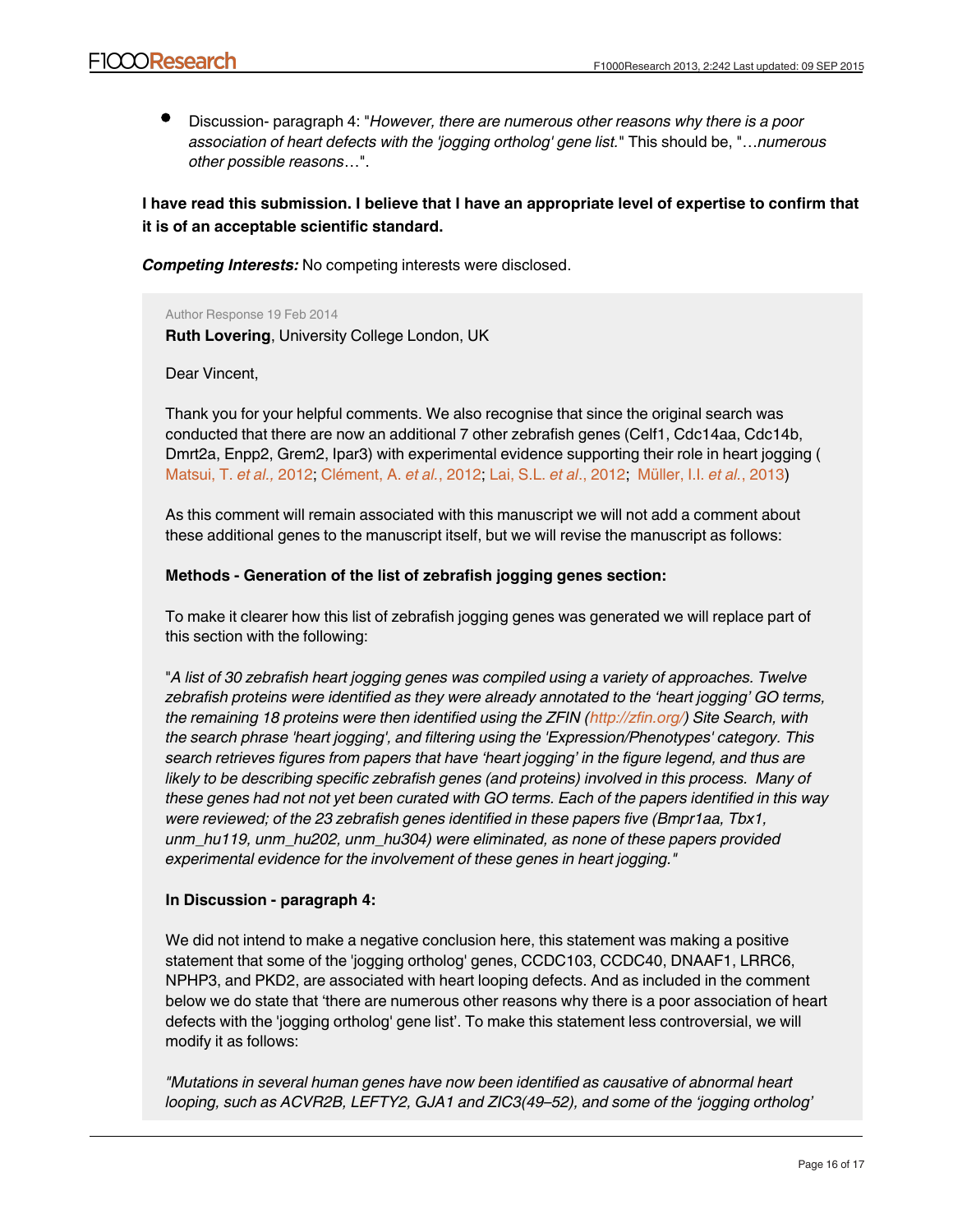- Discussion- paragraph 4: "*However, there are numerous other reasons why there is a poor association of heart defects with the 'jogging ortholog' gene list.*" This should be, "*…numerous other possible reasons…*".

**I have read this submission. I believe that I have an appropriate level of expertise to confirm that it is of an acceptable scientific standard.**

***Competing Interests:*** No competing interests were disclosed.

Author Response 19 Feb 2014

**Ruth Lovering**, University College London, UK

Dear Vincent,

Thank you for your helpful comments. We also recognise that since the original search was conducted that there are now an additional 7 other zebrafish genes (Celf1, Cdc14aa, Cdc14b, Dmrt2a, Enpp2, Grem2, Ipar3) with experimental evidence supporting their role in heart jogging ( Matsui, T. *et al.,* 2012; Clément, A. *et al.*, 2012; Lai, S.L. *et al.*, 2012; Müller, I.I. *et al.*, 2013)

As this comment will remain associated with this manuscript we will not add a comment about these additional genes to the manuscript itself, but we will revise the manuscript as follows:

**Methods - Generation of the list of zebrafish jogging genes section:**

To make it clearer how this list of zebrafish jogging genes was generated we will replace part of this section with the following:

"*A list of 30 zebrafish heart jogging genes was compiled using a variety of approaches. Twelve zebrafish proteins were identified as they were already annotated to the 'heart jogging' GO terms, the remaining 18 proteins were then identified using the ZFIN (http://zfin.org/) Site Search, with the search phrase 'heart jogging', and filtering using the 'Expression/Phenotypes' category. This search retrieves figures from papers that have 'heart jogging' in the figure legend, and thus are likely to be describing specific zebrafish genes (and proteins) involved in this process. Many of these genes had not not yet been curated with GO terms. Each of the papers identified in this way were reviewed; of the 23 zebrafish genes identified in these papers five (Bmpr1aa, Tbx1, unm_hu119, unm_hu202, unm_hu304) were eliminated, as none of these papers provided experimental evidence for the involvement of these genes in heart jogging.*"

**In Discussion - paragraph 4:**

We did not intend to make a negative conclusion here, this statement was making a positive statement that some of the 'jogging ortholog' genes, CCDC103, CCDC40, DNAAF1, LRRC6, NPHP3, and PKD2, are associated with heart looping defects. And as included in the comment below we do state that 'there are numerous other reasons why there is a poor association of heart defects with the 'jogging ortholog' gene list'. To make this statement less controversial, we will modify it as follows:

*"Mutations in several human genes have now been identified as causative of abnormal heart looping, such as ACVR2B, LEFTY2, GJA1 and ZIC3(49–52), and some of the 'jogging ortholog'*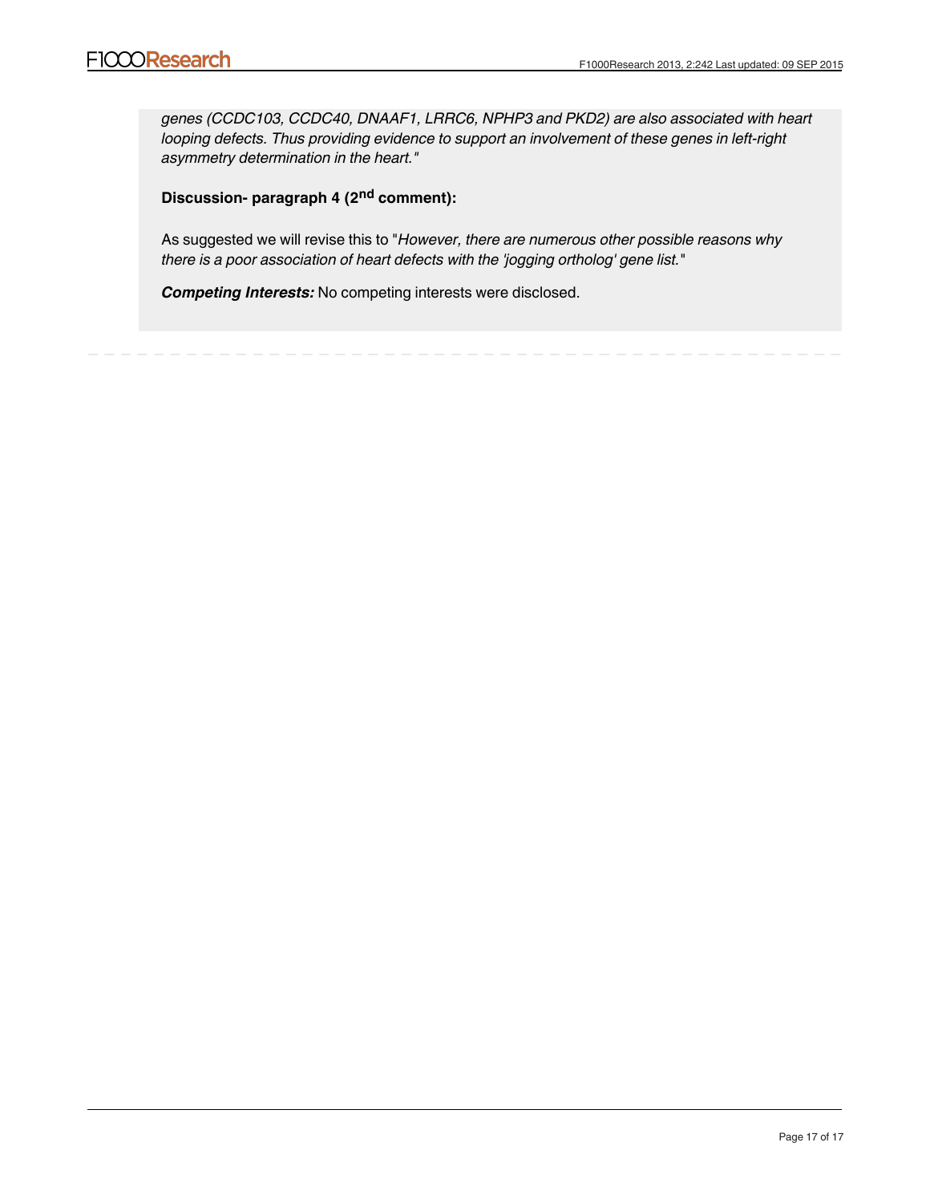*genes (CCDC103, CCDC40, DNAAF1, LRRC6, NPHP3 and PKD2) are also associated with heart looping defects. Thus providing evidence to support an involvement of these genes in left-right asymmetry determination in the heart."*

**Discussion- paragraph 4 (2nd comment):**

As suggested we will revise this to "*However, there are numerous other possible reasons why there is a poor association of heart defects with the 'jogging ortholog' gene list.*"

***Competing Interests:*** No competing interests were disclosed.